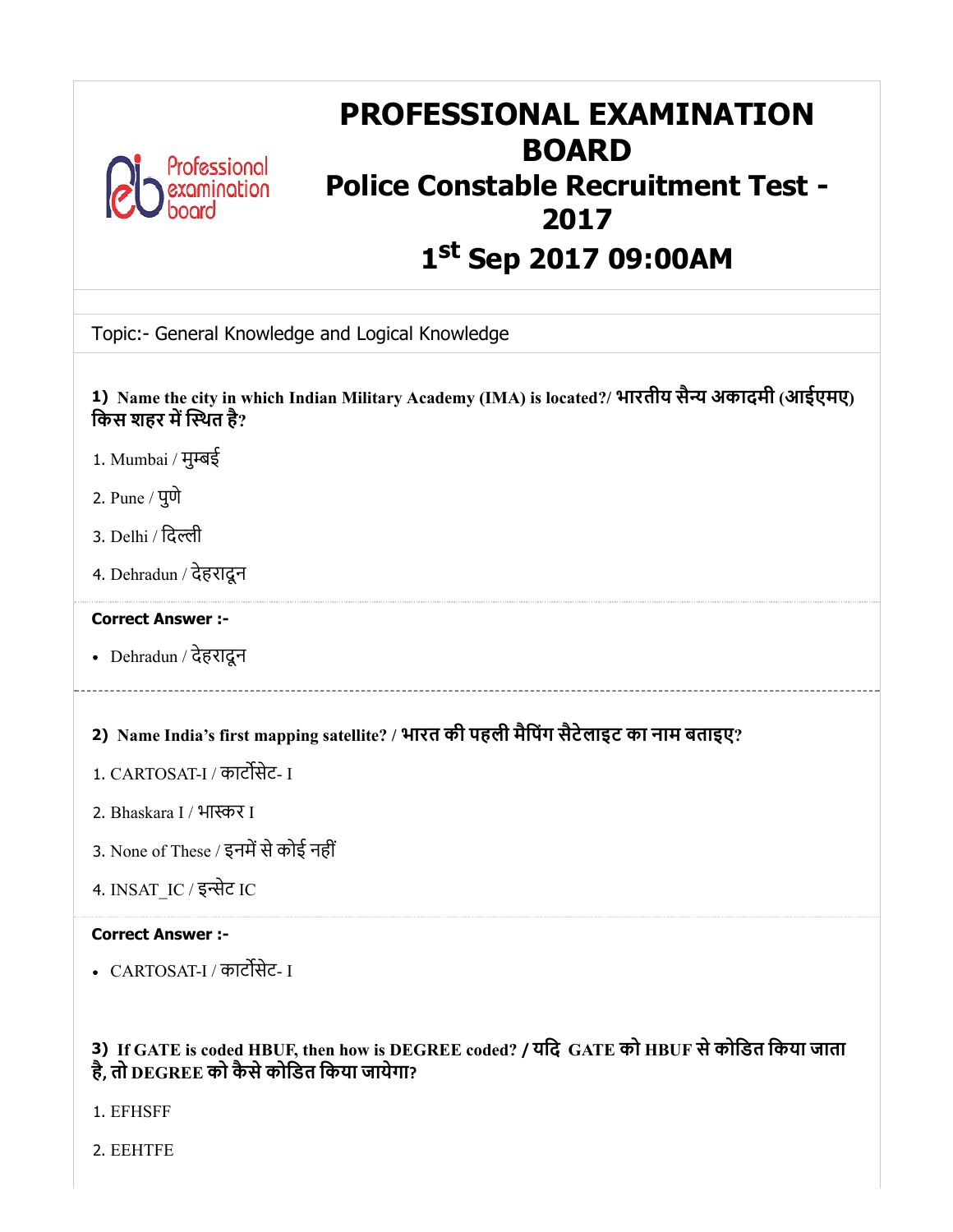# PROFESSIONAL EXAMINATION BOARD

## Police Constable Recruitment Test - 2017

## 1st Sep 2017 09:00AM

Topic:- General Knowledge and Logical Knowledge

**1) Name the city in which Indian Military Academy (IMA) is located?/ भारतीय सैन्य अकादमी (आईएमए) किस शहर में स्थित है?**

1. Mumbai / मुम्बई

2. Pune / पुणे

3. Delhi / दिल्ली

4. Dehradun / देहरादून

**Correct Answer :-**

- Dehradun / देहरादून

---

**2) Name India's first mapping satellite? / भारत की पहली मैपिंग सैटेलाइट का नाम बताइए?**

1. CARTOSAT-I / कार्टोसेट- I

2. Bhaskara I / भास्कर I

3. None of These / इनमें से कोई नहीं

4. INSAT_IC / इन्सेट IC

**Correct Answer :-**

- CARTOSAT-I / कार्टोसेट- I

**3) If GATE is coded HBUF, then how is DEGREE coded? / यदि GATE को HBUF से कोडित किया जाता है, तो DEGREE को कैसे कोडित किया जायेगा?**

1. EFHSFF

2. EEHTFE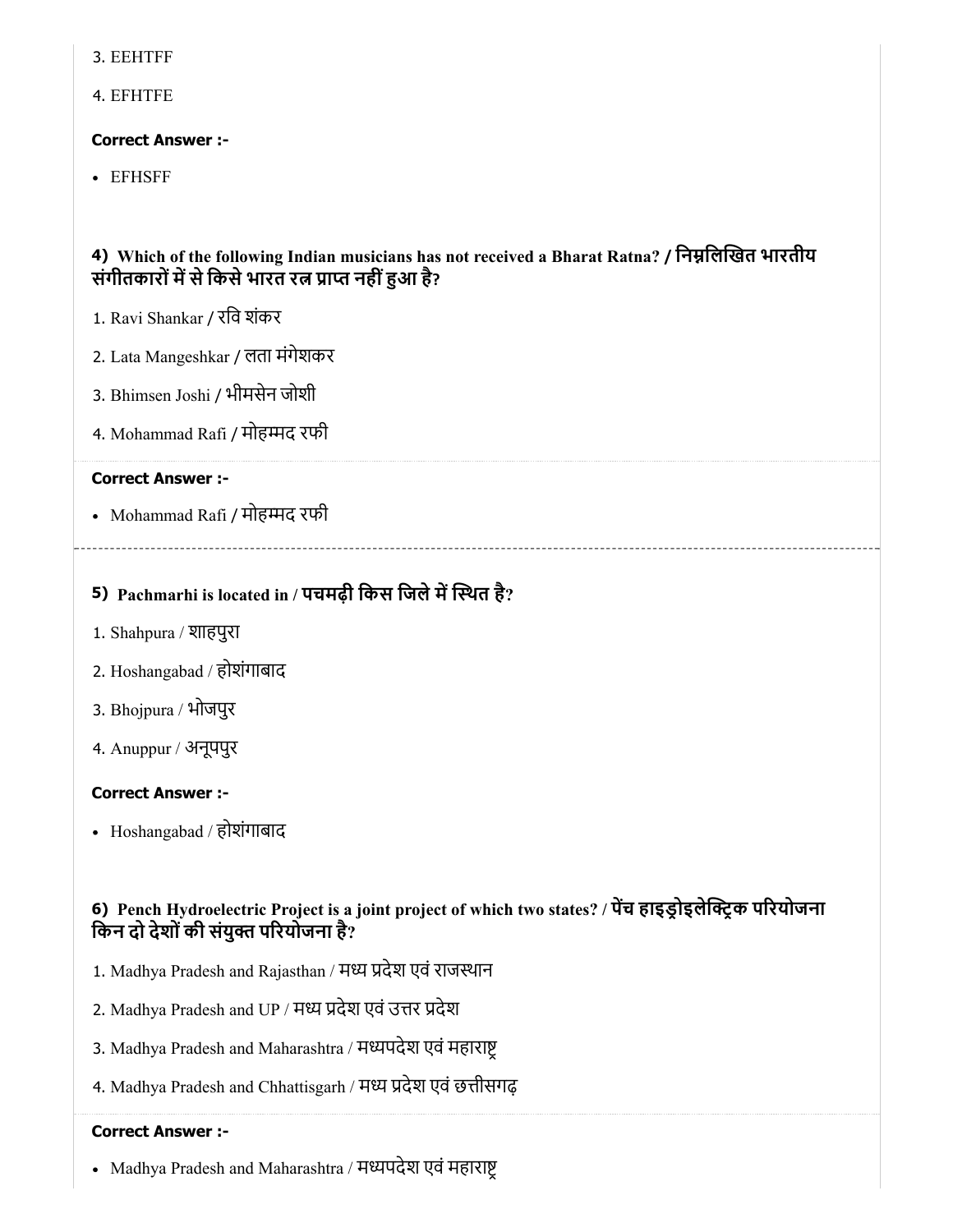3. EEHTFF

4. EFHTFE

**Correct Answer :-**

- EFHSFF

#### 4) Which of the following Indian musicians has not received a Bharat Ratna? / निम्नलिखित भारतीय संगीतकारों में से किसे भारत रत्न प्राप्त नहीं हुआ है?

1. Ravi Shankar / रवि शंकर

2. Lata Mangeshkar / लता मंगेशकर

3. Bhimsen Joshi / भीमसेन जोशी

4. Mohammad Rafi / मोहम्मद रफी

**Correct Answer :-**

- Mohammad Rafi / मोहम्मद रफी

---

#### 5) Pachmarhi is located in / पचमढ़ी किस जिले में स्थित है?

1. Shahpura / शाहपुरा

2. Hoshangabad / होशंगाबाद

3. Bhojpura / भोजपुर

4. Anuppur / अनूपपुर

**Correct Answer :-**

- Hoshangabad / होशंगाबाद

#### 6) Pench Hydroelectric Project is a joint project of which two states? / पेंच हाइड्रोइलेक्ट्रिक परियोजना किन दो देशों की संयुक्त परियोजना है?

1. Madhya Pradesh and Rajasthan / मध्य प्रदेश एवं राजस्थान

2. Madhya Pradesh and UP / मध्य प्रदेश एवं उत्तर प्रदेश

3. Madhya Pradesh and Maharashtra / मध्यपदेश एवं महाराष्ट्र

4. Madhya Pradesh and Chhattisgarh / मध्य प्रदेश एवं छत्तीसगढ़

**Correct Answer :-**

- Madhya Pradesh and Maharashtra / मध्यपदेश एवं महाराष्ट्र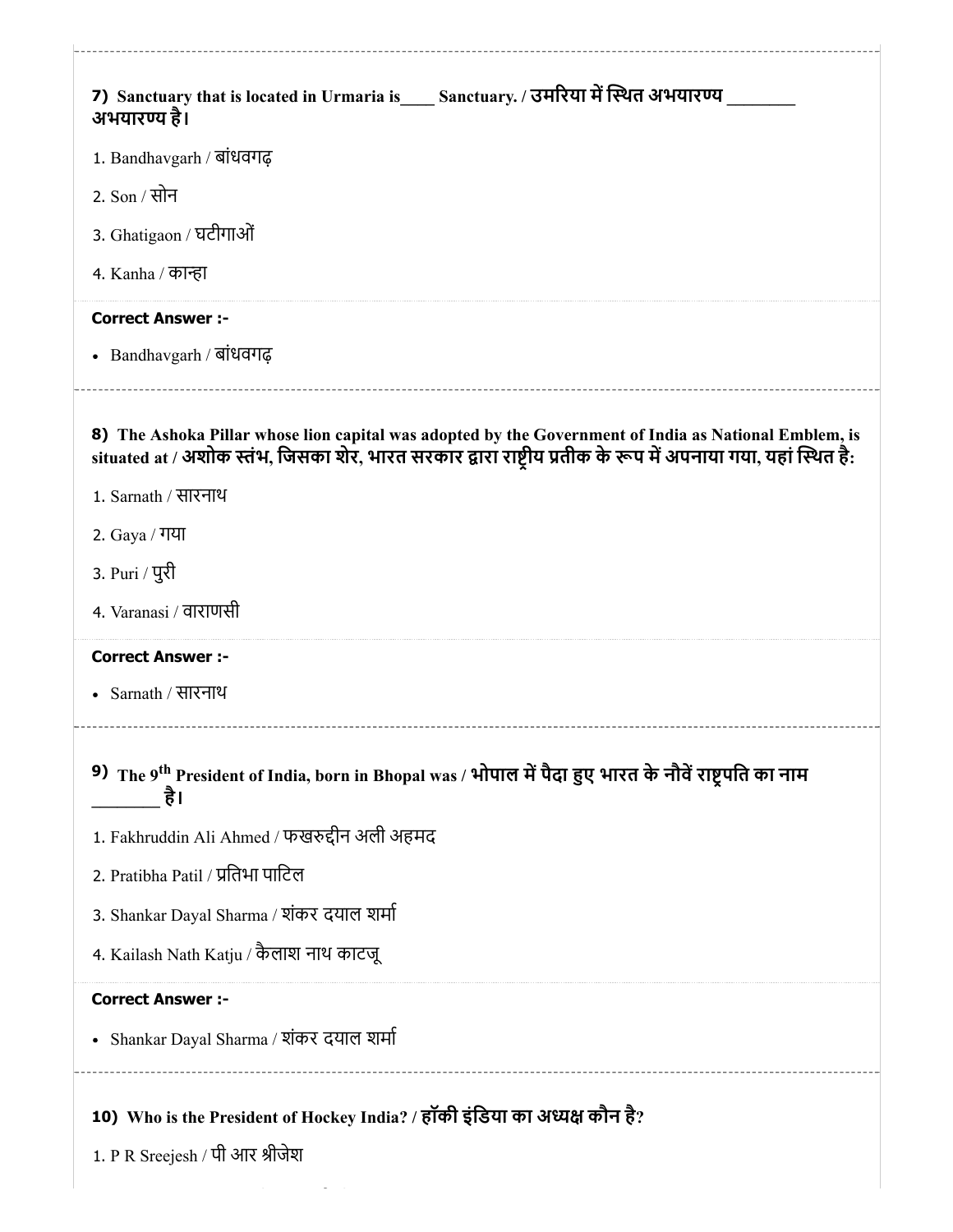**7) Sanctuary that is located in Urmaria is____ Sanctuary. / उमरिया में स्थित अभयारण्य ________ अभयारण्य है।**

1. Bandhavgarh / बांधवगढ़
2. Son / सोन
3. Ghatigaon / घटीगाओं
4. Kanha / कान्हा

**Correct Answer :-**

- Bandhavgarh / बांधवगढ़

---

**8) The Ashoka Pillar whose lion capital was adopted by the Government of India as National Emblem, is situated at / अशोक स्तंभ, जिसका शेर, भारत सरकार द्वारा राष्ट्रीय प्रतीक के रूप में अपनाया गया, यहां स्थित है:**

1. Sarnath / सारनाथ
2. Gaya / गया
3. Puri / पुरी
4. Varanasi / वाराणसी

**Correct Answer :-**

- Sarnath / सारनाथ

---

**9) The 9th President of India, born in Bhopal was / भोपाल में पैदा हुए भारत के नौवें राष्ट्रपति का नाम ________ है।**

1. Fakhruddin Ali Ahmed / फखरुद्दीन अली अहमद
2. Pratibha Patil / प्रतिभा पाटिल
3. Shankar Dayal Sharma / शंकर दयाल शर्मा
4. Kailash Nath Katju / कैलाश नाथ काटजू

**Correct Answer :-**

- Shankar Dayal Sharma / शंकर दयाल शर्मा

---

**10) Who is the President of Hockey India? / हॉकी इंडिया का अध्यक्ष कौन है?**

1. P R Sreejesh / पी आर श्रीजेश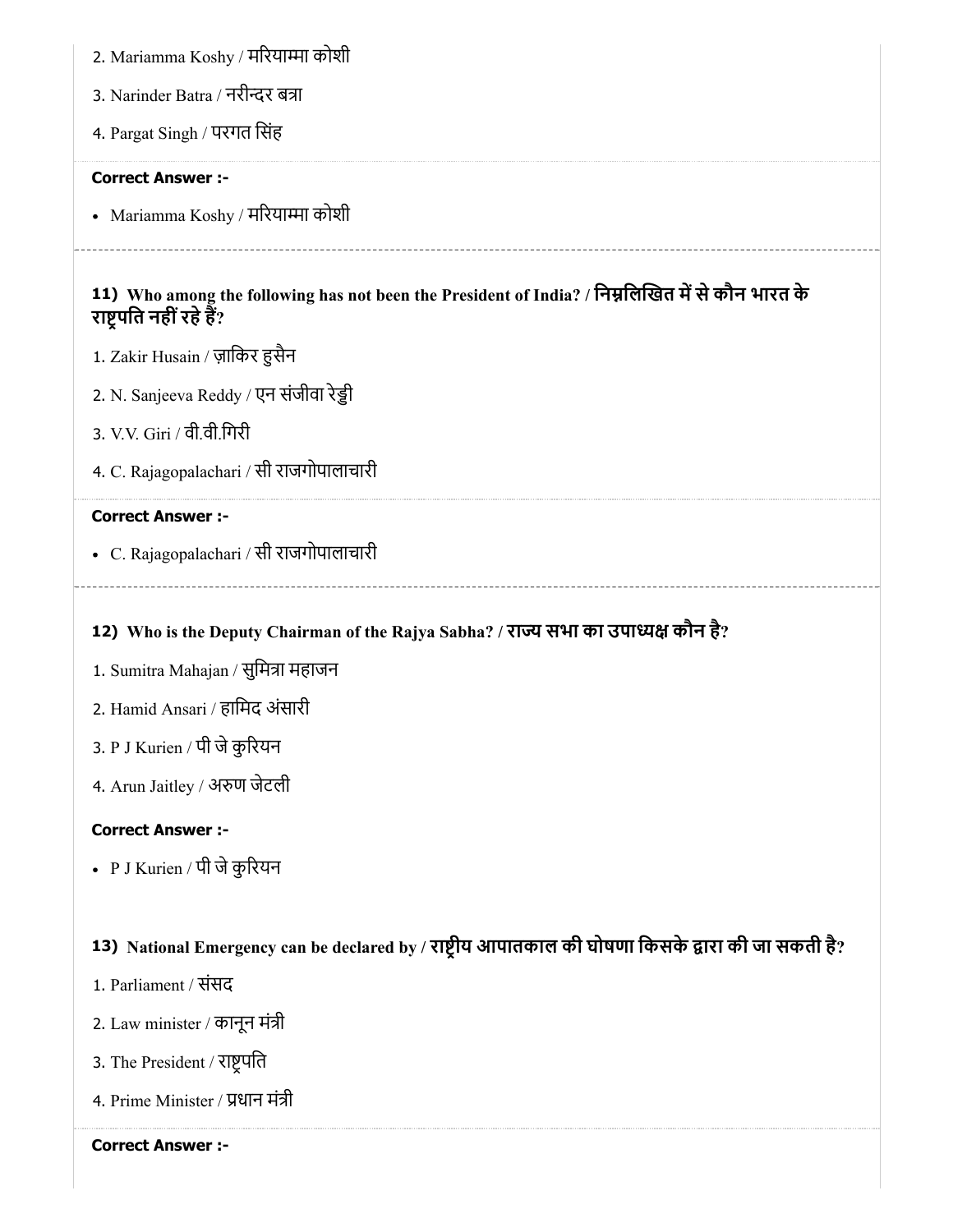2. Mariamma Koshy / मरियाम्मा कोशी

3. Narinder Batra / नरीन्दर बत्रा

4. Pargat Singh / परगत सिंह

**Correct Answer :-**

- Mariamma Koshy / मरियाम्मा कोशी

### 11) Who among the following has not been the President of India? / निम्नलिखित में से कौन भारत के राष्ट्रपति नहीं रहे हैं?

1. Zakir Husain / ज़ाकिर हुसैन

2. N. Sanjeeva Reddy / एन संजीवा रेड्डी

3. V.V. Giri / वी.वी.गिरी

4. C. Rajagopalachari / सी राजगोपालाचारी

**Correct Answer :-**

- C. Rajagopalachari / सी राजगोपालाचारी

### 12) Who is the Deputy Chairman of the Rajya Sabha? / राज्य सभा का उपाध्यक्ष कौन है?

1. Sumitra Mahajan / सुमित्रा महाजन

2. Hamid Ansari / हामिद अंसारी

3. P J Kurien / पी जे कुरियन

4. Arun Jaitley / अरुण जेटली

**Correct Answer :-**

- P J Kurien / पी जे कुरियन

### 13) National Emergency can be declared by / राष्ट्रीय आपातकाल की घोषणा किसके द्वारा की जा सकती है?

1. Parliament / संसद

2. Law minister / कानून मंत्री

3. The President / राष्ट्रपति

4. Prime Minister / प्रधान मंत्री

**Correct Answer :-**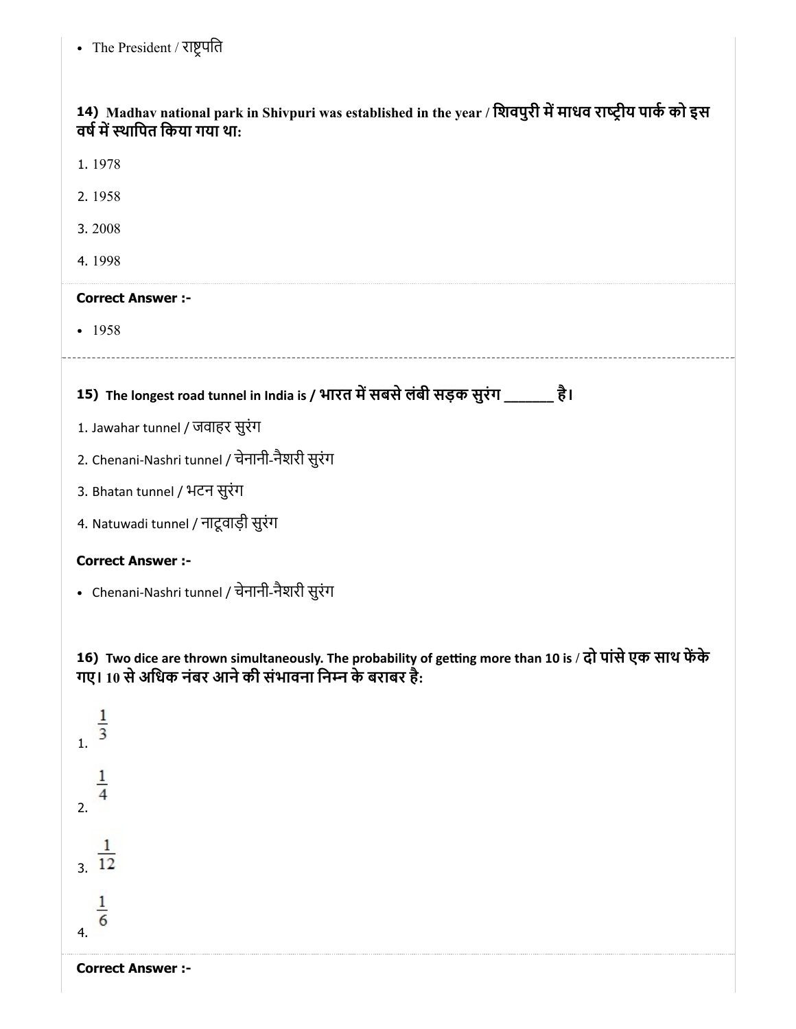- The President / राष्ट्रपति

**14) Madhav national park in Shivpuri was established in the year / शिवपुरी में माधव राष्ट्रीय पार्क को इस वर्ष में स्थापित किया गया था:**

1. 1978
2. 1958
3. 2008
4. 1998

**Correct Answer :-**

- 1958

**15) The longest road tunnel in India is / भारत में सबसे लंबी सड़क सुरंग _______ है।**

1. Jawahar tunnel / जवाहर सुरंग
2. Chenani-Nashri tunnel / चेनानी-नैशरी सुरंग
3. Bhatan tunnel / भटन सुरंग
4. Natuwadi tunnel / नाटूवाड़ी सुरंग

**Correct Answer :-**

- Chenani-Nashri tunnel / चेनानी-नैशरी सुरंग

**16) Two dice are thrown simultaneously. The probability of getting more than 10 is / दो पांसे एक साथ फेंके गए। 10 से अधिक नंबर आने की संभावना निम्न के बराबर है:**

1. $\frac{1}{3}$
2. $\frac{1}{4}$
3. $\frac{1}{12}$
4. $\frac{1}{6}$

**Correct Answer :-**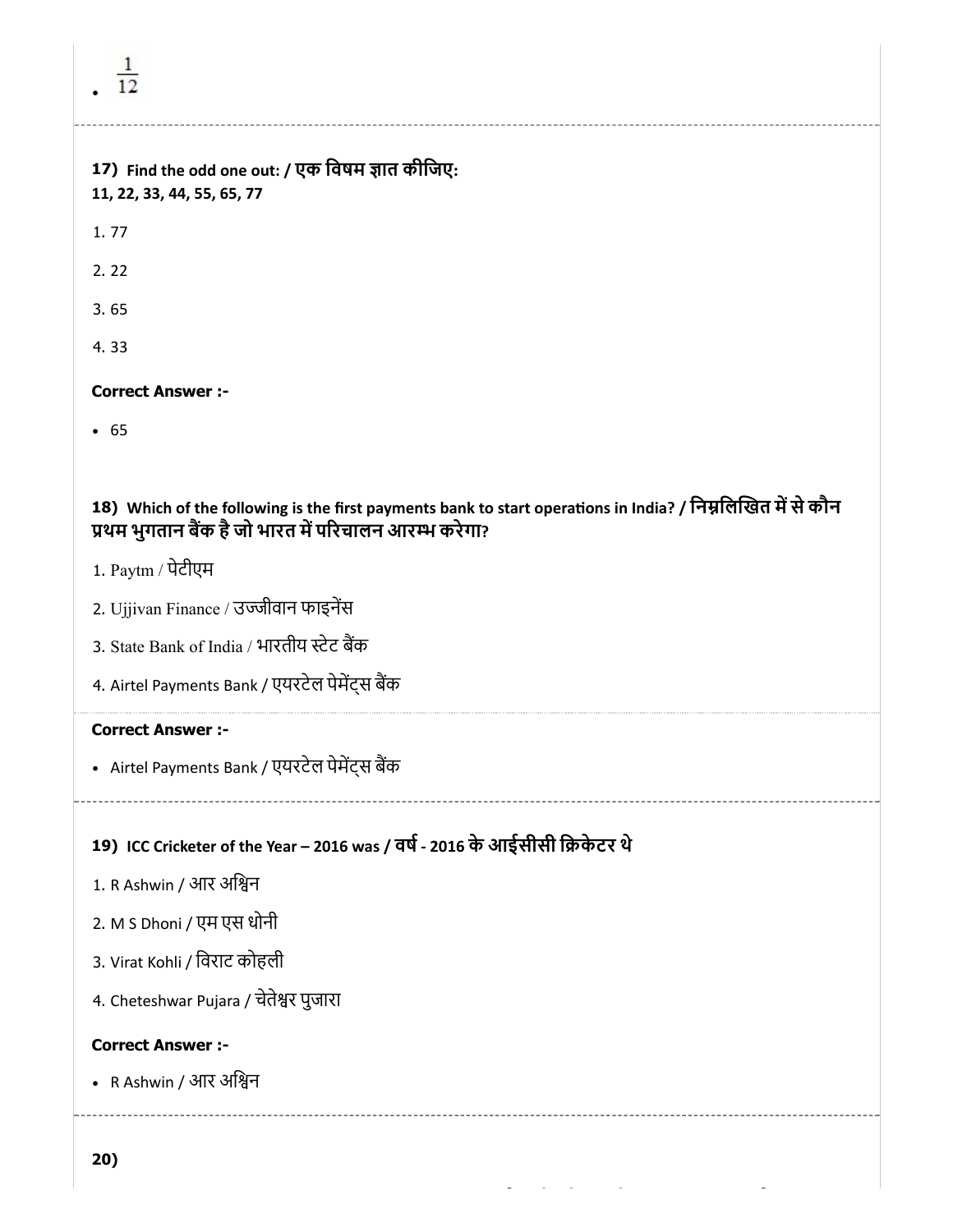- $\frac{1}{12}$

**17) Find the odd one out: / एक विषम ज्ञात कीजिए:**
**11, 22, 33, 44, 55, 65, 77**

1. 77

2. 22

3. 65

4. 33

**Correct Answer :-**

- 65

**18) Which of the following is the first payments bank to start operations in India? / निम्नलिखित में से कौन प्रथम भुगतान बैंक है जो भारत में परिचालन आरम्भ करेगा?**

1. Paytm / पेटीएम

2. Ujjivan Finance / उज्जीवान फाइनेंस

3. State Bank of India / भारतीय स्टेट बैंक

4. Airtel Payments Bank / एयरटेल पेमेंट्स बैंक

**Correct Answer :-**

- Airtel Payments Bank / एयरटेल पेमेंट्स बैंक

**19) ICC Cricketer of the Year – 2016 was / वर्ष - 2016 के आईसीसी क्रिकेटर थे**

1. R Ashwin / आर अश्विन

2. M S Dhoni / एम एस धोनी

3. Virat Kohli / विराट कोहली

4. Cheteshwar Pujara / चेतेश्वर पुजारा

**Correct Answer :-**

- R Ashwin / आर अश्विन

**20)**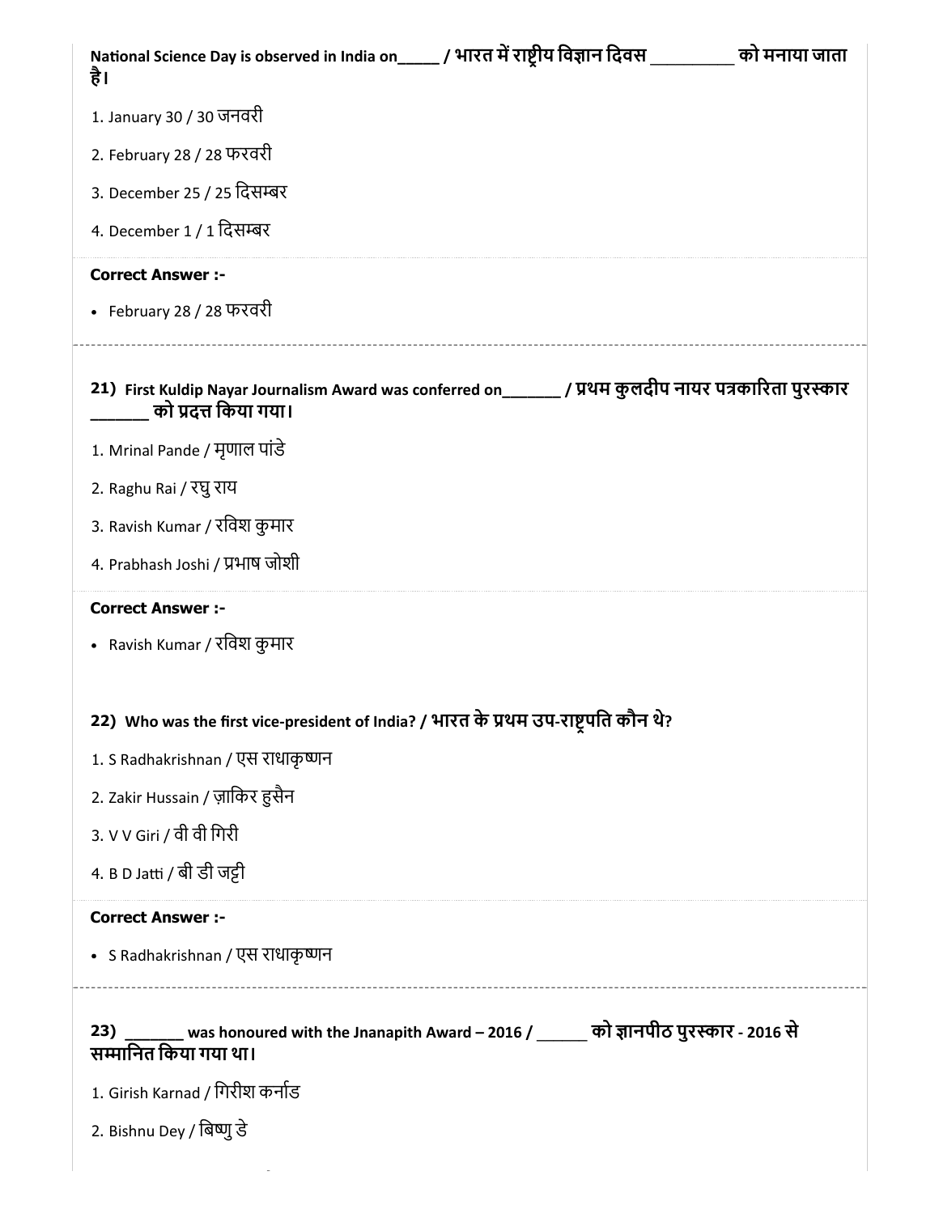**National Science Day is observed in India on_____ / भारत में राष्ट्रीय विज्ञान दिवस _________ को मनाया जाता है।**

1. January 30 / 30 जनवरी
2. February 28 / 28 फरवरी
3. December 25 / 25 दिसम्बर
4. December 1 / 1 दिसम्बर

**Correct Answer :-**

- February 28 / 28 फरवरी

---

**21) First Kuldip Nayar Journalism Award was conferred on_______ / प्रथम कुलदीप नायर पत्रकारिता पुरस्कार _______ को प्रदत्त किया गया।**

1. Mrinal Pande / मृणाल पांडे
2. Raghu Rai / रघु राय
3. Ravish Kumar / रविश कुमार
4. Prabhash Joshi / प्रभाष जोशी

**Correct Answer :-**

- Ravish Kumar / रविश कुमार

**22) Who was the first vice-president of India? / भारत के प्रथम उप-राष्ट्रपति कौन थे?**

1. S Radhakrishnan / एस राधाकृष्णन
2. Zakir Hussain / ज़ाकिर हुसैन
3. V V Giri / वी वी गिरी
4. B D Jatti / बी डी जट्टी

**Correct Answer :-**

- S Radhakrishnan / एस राधाकृष्णन

---

**23) _______ was honoured with the Jnanapith Award – 2016 / ______ को ज्ञानपीठ पुरस्कार - 2016 से सम्मानित किया गया था।**

1. Girish Karnad / गिरीश कर्नाड
2. Bishnu Dey / बिष्णु डे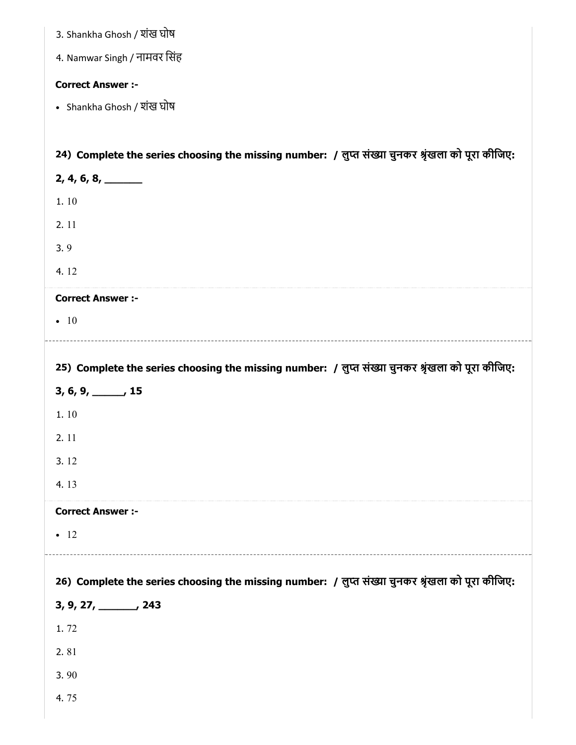3. Shankha Ghosh / शंख घोष

4. Namwar Singh / नामवर सिंह

**Correct Answer :-**

- Shankha Ghosh / शंख घोष

**24) Complete the series choosing the missing number: / लुप्त संख्या चुनकर श्रृंखला को पूरा कीजिए:**

**2, 4, 6, 8, _______**

1. 10
2. 11
3. 9
4. 12

**Correct Answer :-**

- 10

**25) Complete the series choosing the missing number: / लुप्त संख्या चुनकर श्रृंखला को पूरा कीजिए:**

**3, 6, 9, ______, 15**

1. 10
2. 11
3. 12
4. 13

**Correct Answer :-**

- 12

**26) Complete the series choosing the missing number: / लुप्त संख्या चुनकर श्रृंखला को पूरा कीजिए:**

**3, 9, 27, _______, 243**

1. 72
2. 81
3. 90
4. 75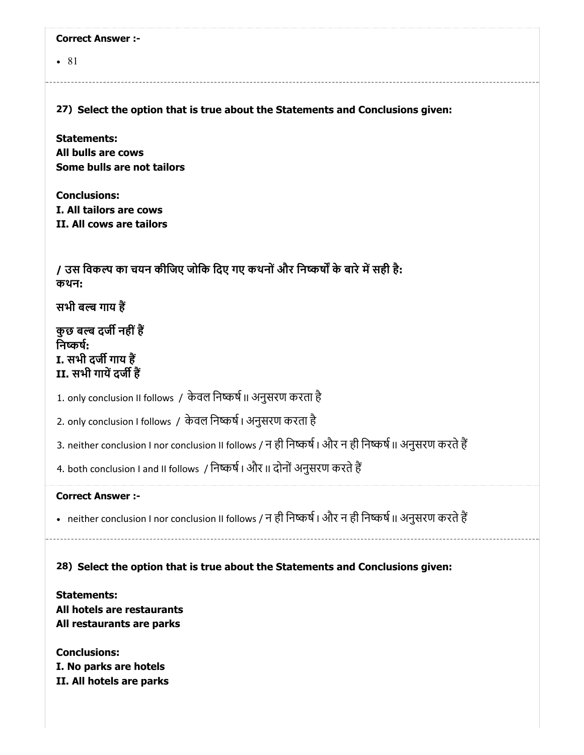**Correct Answer :-**

- 81

**27) Select the option that is true about the Statements and Conclusions given:**

**Statements:**
**All bulls are cows**
**Some bulls are not tailors**

**Conclusions:**
**I. All tailors are cows**
**II. All cows are tailors**

**/ उस विकल्प का चयन कीजिए जोकि दिए गए कथनों और निष्कर्षों के बारे में सही है:**
**कथन:**

**सभी बल्ब गाय हैं**

**कुछ बल्ब दर्जी नहीं हैं**
**निष्कर्ष:**
**I. सभी दर्जी गाय हैं**
**II. सभी गायें दर्जी हैं**

1. only conclusion II follows / केवल निष्कर्ष II अनुसरण करता है
2. only conclusion I follows / केवल निष्कर्ष I अनुसरण करता है
3. neither conclusion I nor conclusion II follows / न ही निष्कर्ष I और न ही निष्कर्ष II अनुसरण करते हैं
4. both conclusion I and II follows / निष्कर्ष I और II दोनों अनुसरण करते हैं

**Correct Answer :-**

- neither conclusion I nor conclusion II follows / न ही निष्कर्ष I और न ही निष्कर्ष II अनुसरण करते हैं

**28) Select the option that is true about the Statements and Conclusions given:**

**Statements:**
**All hotels are restaurants**
**All restaurants are parks**

**Conclusions:**
**I. No parks are hotels**
**II. All hotels are parks**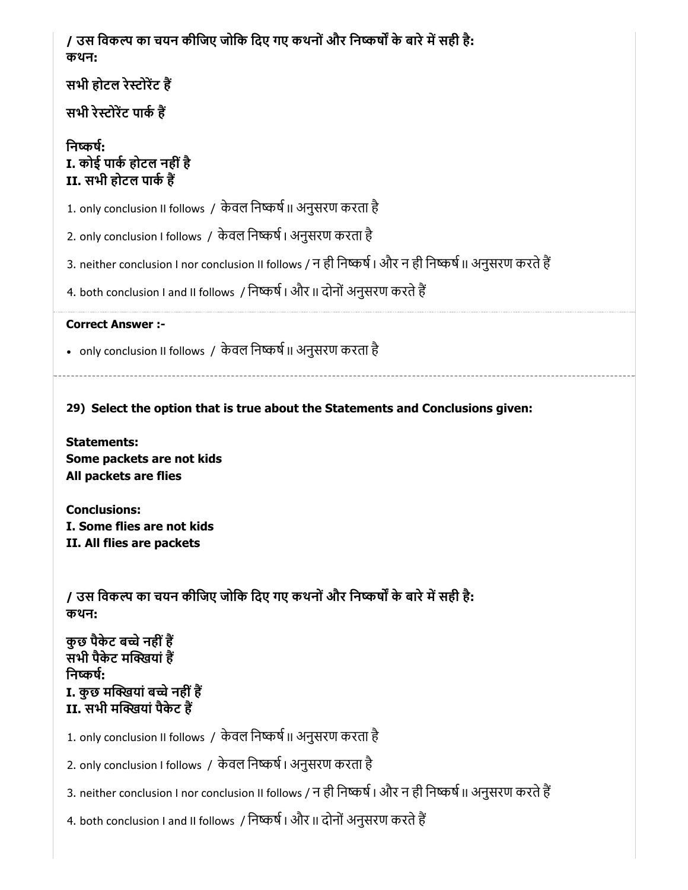**/ उस विकल्प का चयन कीजिए जोकि दिए गए कथनों और निष्कर्षों के बारे में सही है:**
**कथन:**

**सभी होटल रेस्टोरेंट हैं**

**सभी रेस्टोरेंट पार्क हैं**

**निष्कर्ष:**
**I. कोई पार्क होटल नहीं है**
**II. सभी होटल पार्क हैं**

1. only conclusion II follows / केवल निष्कर्ष II अनुसरण करता है

2. only conclusion I follows / केवल निष्कर्ष I अनुसरण करता है

3. neither conclusion I nor conclusion II follows / न ही निष्कर्ष I और न ही निष्कर्ष II अनुसरण करते हैं

4. both conclusion I and II follows / निष्कर्ष I और II दोनों अनुसरण करते हैं

**Correct Answer :-**

- only conclusion II follows / केवल निष्कर्ष II अनुसरण करता है

---

**29) Select the option that is true about the Statements and Conclusions given:**

**Statements:**
**Some packets are not kids**
**All packets are flies**

**Conclusions:**
**I. Some flies are not kids**
**II. All flies are packets**

**/ उस विकल्प का चयन कीजिए जोकि दिए गए कथनों और निष्कर्षों के बारे में सही है:**
**कथन:**

**कुछ पैकेट बच्चे नहीं हैं**
**सभी पैकेट मक्खियां हैं**
**निष्कर्ष:**
**I. कुछ मक्खियां बच्चे नहीं हैं**
**II. सभी मक्खियां पैकेट हैं**

1. only conclusion II follows / केवल निष्कर्ष II अनुसरण करता है

2. only conclusion I follows / केवल निष्कर्ष I अनुसरण करता है

3. neither conclusion I nor conclusion II follows / न ही निष्कर्ष I और न ही निष्कर्ष II अनुसरण करते हैं

4. both conclusion I and II follows / निष्कर्ष I और II दोनों अनुसरण करते हैं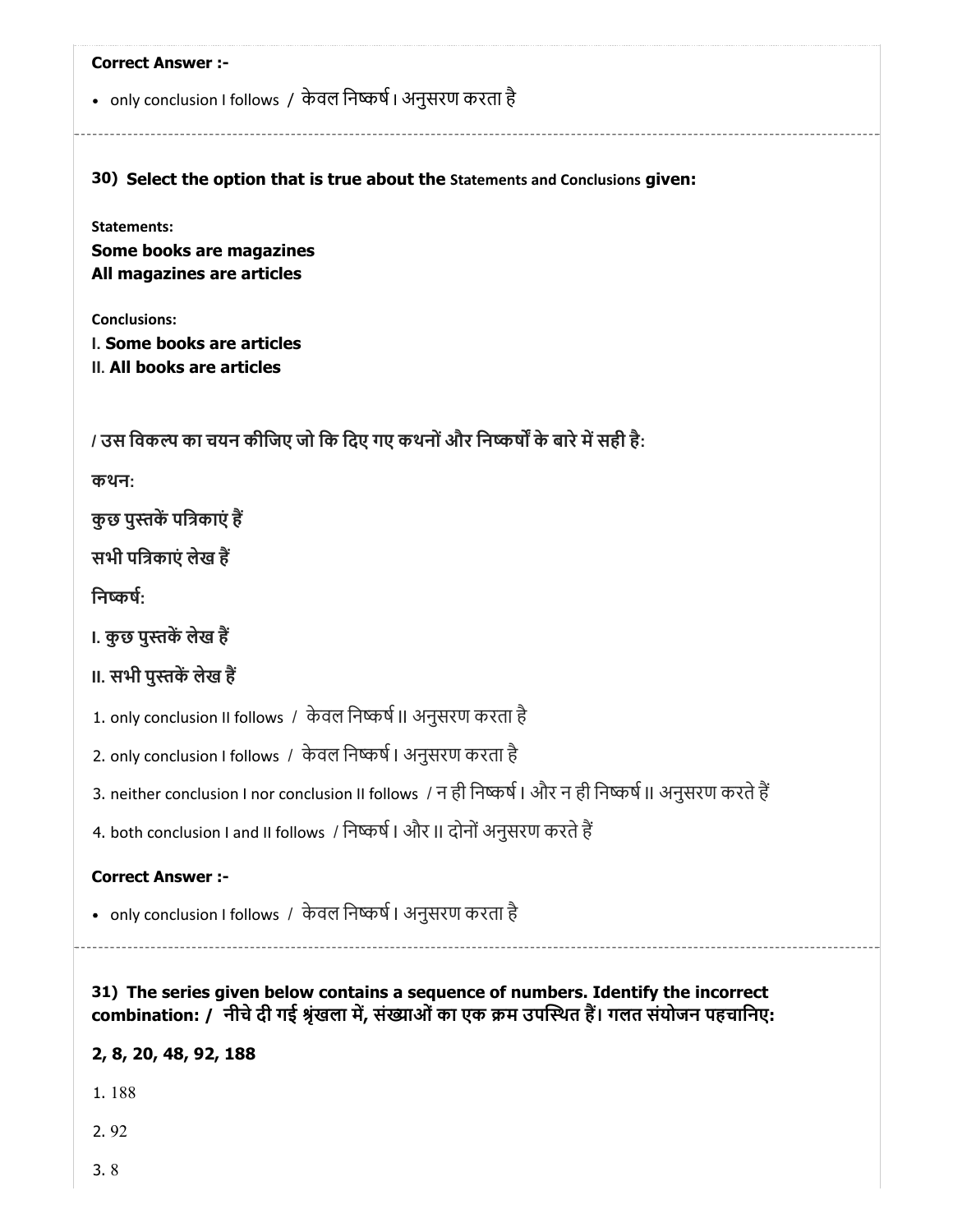**Correct Answer :-**

- only conclusion I follows / केवल निष्कर्ष I अनुसरण करता है

---

**30) Select the option that is true about the Statements and Conclusions given:**

**Statements:**

**Some books are magazines**
**All magazines are articles**

**Conclusions:**

**I. Some books are articles**
**II. All books are articles**

**/ उस विकल्प का चयन कीजिए जो कि दिए गए कथनों और निष्कर्षों के बारे में सही है:**

**कथन:**

**कुछ पुस्तकें पत्रिकाएं हैं**

**सभी पत्रिकाएं लेख हैं**

**निष्कर्ष:**

**I. कुछ पुस्तकें लेख हैं**

**II. सभी पुस्तकें लेख हैं**

1. only conclusion II follows / केवल निष्कर्ष II अनुसरण करता है
2. only conclusion I follows / केवल निष्कर्ष I अनुसरण करता है
3. neither conclusion I nor conclusion II follows / न ही निष्कर्ष I और न ही निष्कर्ष II अनुसरण करते हैं
4. both conclusion I and II follows / निष्कर्ष I और II दोनों अनुसरण करते हैं

**Correct Answer :-**

- only conclusion I follows / केवल निष्कर्ष I अनुसरण करता है

---

**31) The series given below contains a sequence of numbers. Identify the incorrect combination: / नीचे दी गई श्रृंखला में, संख्याओं का एक क्रम उपस्थित हैं। गलत संयोजन पहचानिए:**

**2, 8, 20, 48, 92, 188**

1. 188
2. 92
3. 8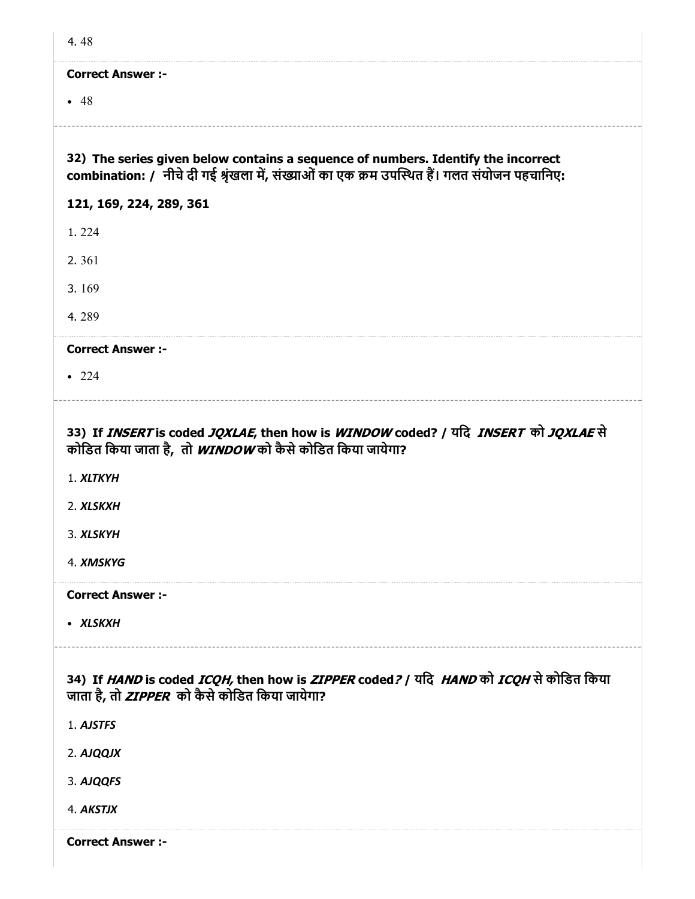4. 48

**Correct Answer :-**

- 48

**32) The series given below contains a sequence of numbers. Identify the incorrect combination: / नीचे दी गई श्रृंखला में, संख्याओं का एक क्रम उपस्थित हैं। गलत संयोजन पहचानिए:**

**121, 169, 224, 289, 361**

1. 224
2. 361
3. 169
4. 289

**Correct Answer :-**

- 224

**33) If *INSERT* is coded *JQXLAE*, then how is *WINDOW* coded? / यदि *INSERT* को *JQXLAE* से कोडित किया जाता है, तो *WINDOW* को कैसे कोडित किया जायेगा?**

1. ***XLTKYH***
2. ***XLSKXH***
3. ***XLSKYH***
4. ***XMSKYG***

**Correct Answer :-**

- *XLSKXH*

**34) If *HAND* is coded *ICQH,* then how is *ZIPPER* coded*?* / यदि *HAND* को *ICQH* से कोडित किया जाता है, तो *ZIPPER* को कैसे कोडित किया जायेगा?**

1. ***AJSTFS***
2. ***AJQQJX***
3. ***AJQQFS***
4. ***AKSTJX***

**Correct Answer :-**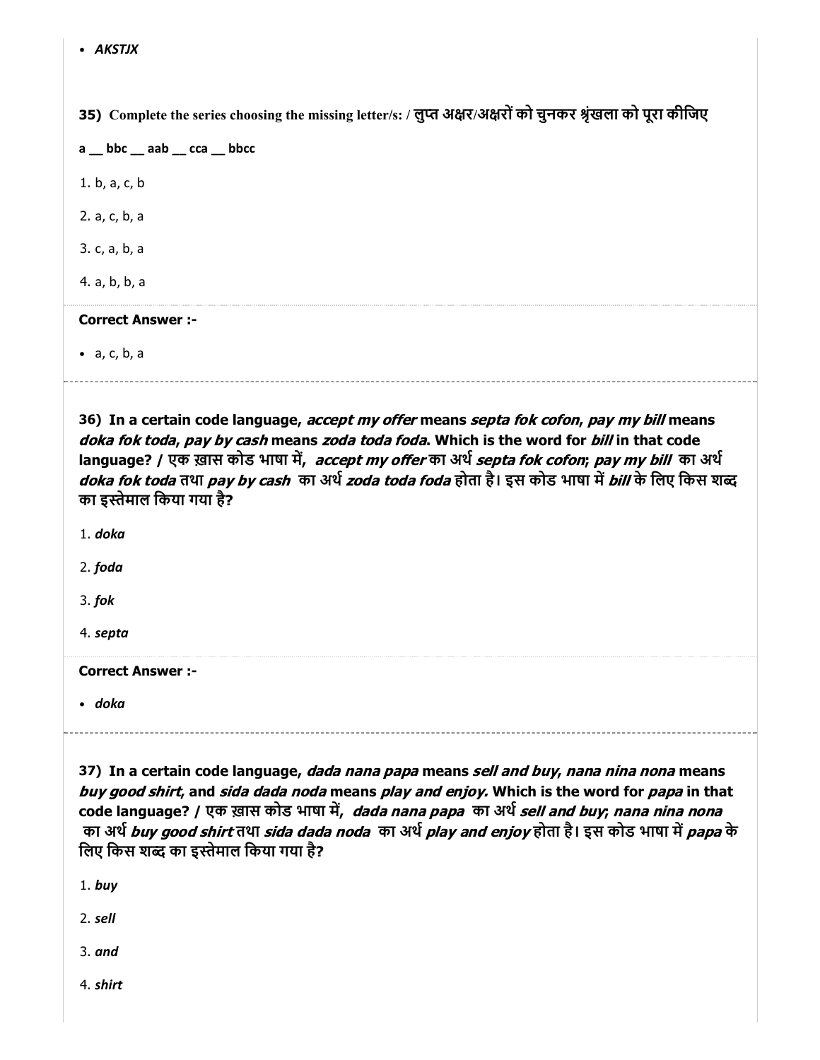- *AKSTJX*

**35) Complete the series choosing the missing letter/s: / लुप्त अक्षर/अक्षरों को चुनकर श्रृंखला को पूरा कीजिए**

**a __ bbc __ aab __ cca __ bbcc**

1. b, a, c, b

2. a, c, b, a

3. c, a, b, a

4. a, b, b, a

**Correct Answer :-**

- a, c, b, a

---

**36) In a certain code language, *accept my offer* means *septa fok cofon*, *pay my bill* means *doka fok toda*, *pay by cash* means *zoda toda foda*. Which is the word for *bill* in that code language? / एक ख़ास कोड भाषा में, *accept my offer* का अर्थ *septa fok cofon*; *pay my bill* का अर्थ *doka fok toda* तथा *pay by cash* का अर्थ *zoda toda foda* होता है। इस कोड भाषा में *bill* के लिए किस शब्द का इस्तेमाल किया गया है?**

1. *doka*

2. *foda*

3. *fok*

4. *septa*

**Correct Answer :-**

- *doka*

---

**37) In a certain code language, *dada nana papa* means *sell and buy*, *nana nina nona* means *buy good shirt*, and *sida dada noda* means *play and enjoy.* Which is the word for *papa* in that code language? / एक ख़ास कोड भाषा में, *dada nana papa* का अर्थ *sell and buy*; *nana nina nona* का अर्थ *buy good shirt* तथा *sida dada noda* का अर्थ *play and enjoy* होता है। इस कोड भाषा में *papa* के लिए किस शब्द का इस्तेमाल किया गया है?**

1. *buy*

2. *sell*

3. *and*

4. *shirt*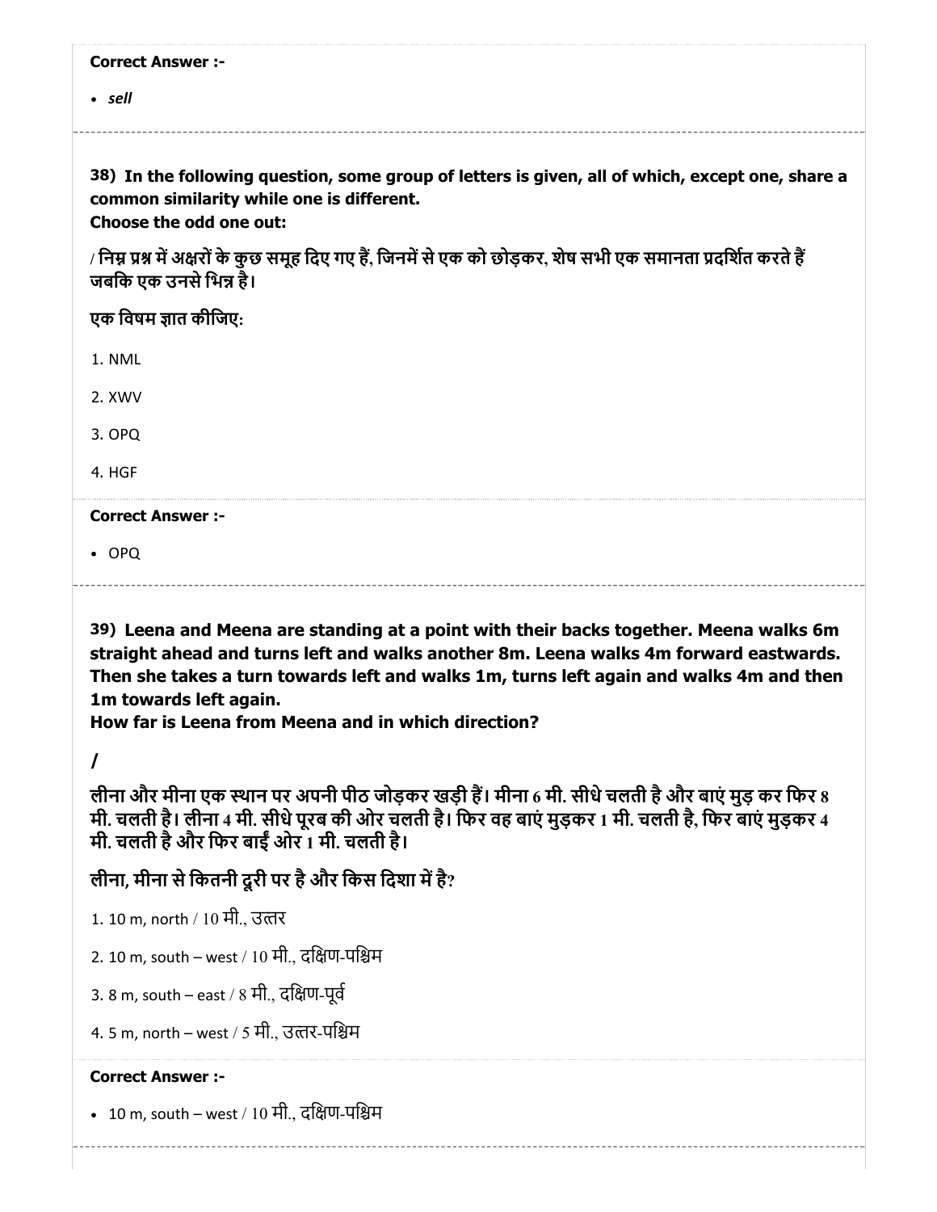**Correct Answer :-**

- *sell*

---

**38) In the following question, some group of letters is given, all of which, except one, share a common similarity while one is different.**
**Choose the odd one out:**

**/ निम्न प्रश्न में अक्षरों के कुछ समूह दिए गए हैं, जिनमें से एक को छोड़कर, शेष सभी एक समानता प्रदर्शित करते हैं जबकि एक उनसे भिन्न है।**

**एक विषम ज्ञात कीजिए:**

1. NML
2. XWV
3. OPQ
4. HGF

**Correct Answer :-**

- OPQ

---

**39) Leena and Meena are standing at a point with their backs together. Meena walks 6m straight ahead and turns left and walks another 8m. Leena walks 4m forward eastwards. Then she takes a turn towards left and walks 1m, turns left again and walks 4m and then 1m towards left again.**
**How far is Leena from Meena and in which direction?**

**/**

**लीना और मीना एक स्थान पर अपनी पीठ जोड़कर खड़ी हैं। मीना 6 मी. सीधे चलती है और बाएं मुड़ कर फिर 8 मी. चलती है। लीना 4 मी. सीधे पूरब की ओर चलती है। फिर वह बाएं मुड़कर 1 मी. चलती है, फिर बाएं मुड़कर 4 मी. चलती है और फिर बाईं ओर 1 मी. चलती है।**

**लीना, मीना से कितनी दूरी पर है और किस दिशा में है?**

1. 10 m, north / 10 मी., उत्तर
2. 10 m, south – west / 10 मी., दक्षिण-पश्चिम
3. 8 m, south – east / 8 मी., दक्षिण-पूर्व
4. 5 m, north – west / 5 मी., उत्तर-पश्चिम

**Correct Answer :-**

- 10 m, south – west / 10 मी., दक्षिण-पश्चिम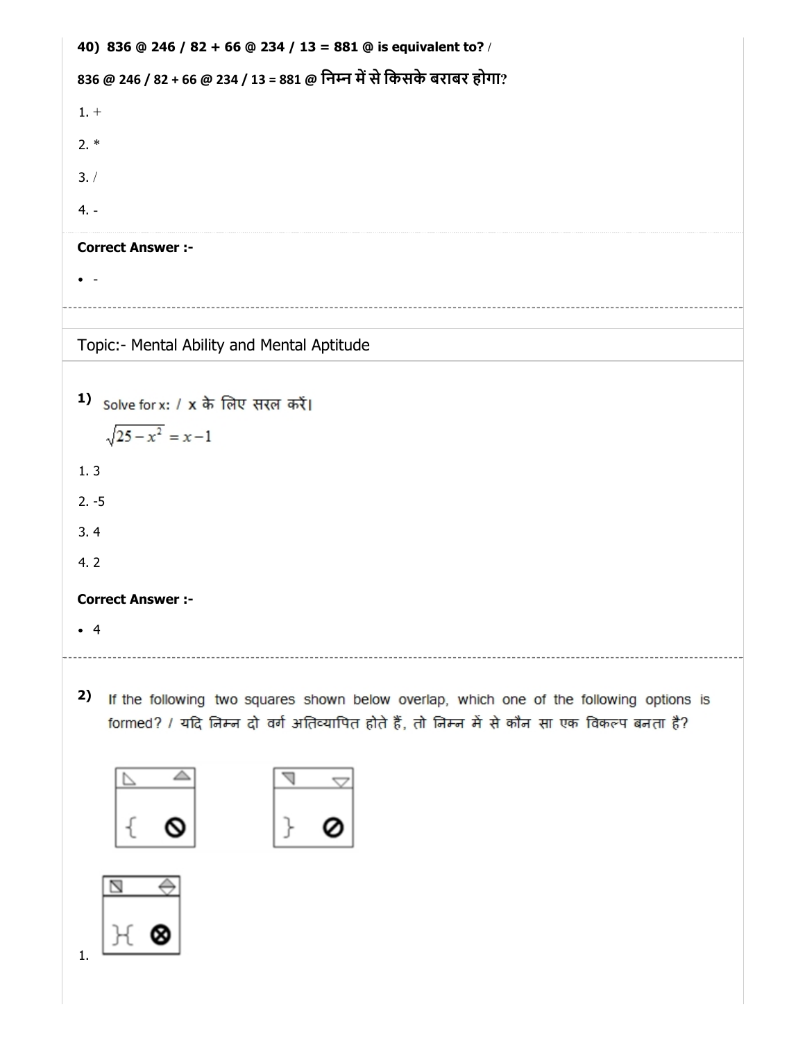**40) 836 @ 246 / 82 + 66 @ 234 / 13 = 881 @ is equivalent to? /**

**836 @ 246 / 82 + 66 @ 234 / 13 = 881 @ निम्न में से किसके बराबर होगा?**

1. +

2. *

3. /

4. -

**Correct Answer :-**

- -

## Topic:- Mental Ability and Mental Aptitude

**1)** Solve for x: / x के लिए सरल करें।

$$\sqrt{25-x^2} = x-1$$

1. 3

2. -5

3. 4

4. 2

**Correct Answer :-**

- 4

**2)** If the following two squares shown below overlap, which one of the following options is formed? / यदि निम्न दो वर्ग अतिव्यापित होते हैं, तो निम्न में से कौन सा एक विकल्प बनता है?

1.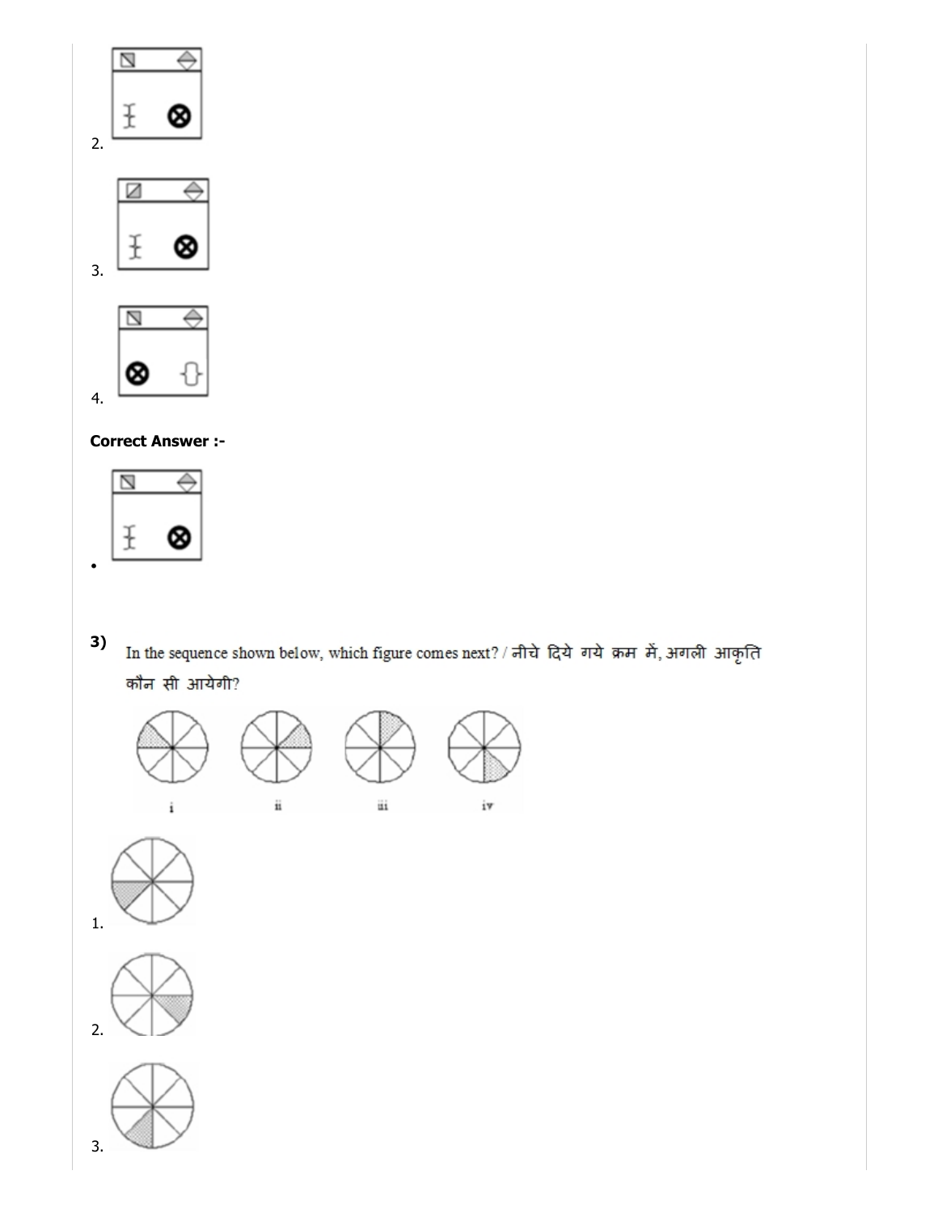2.

3.

4.

**Correct Answer :-**

- 

**3)** In the sequence shown below, which figure comes next? / नीचे दिये गये क्रम में, अगली आकृति कौन सी आयेगी?

i ii iii iv

1.

2.

3.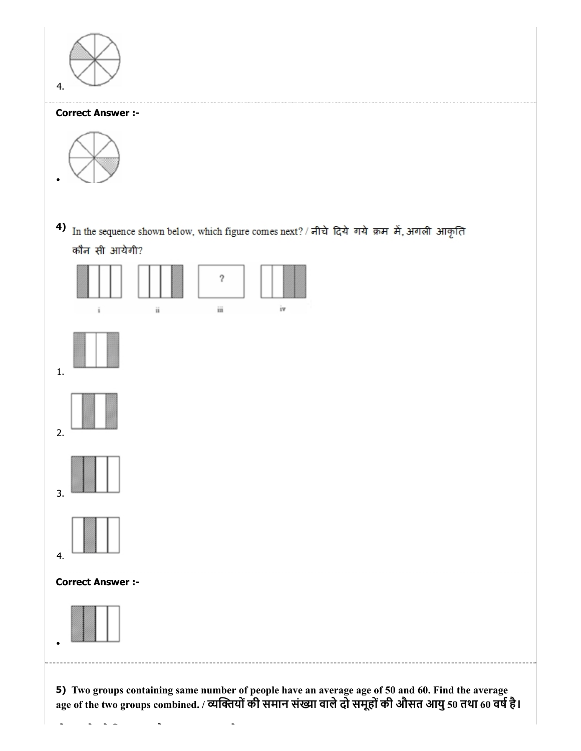4.

**Correct Answer :-**

•

**4)** In the sequence shown below, which figure comes next? / नीचे दिये गये क्रम में, अगली आकृति कौन सी आयेगी?

i ii iii iv

1.

2.

3.

4.

**Correct Answer :-**

•

**5)** **Two groups containing same number of people have an average age of 50 and 60. Find the average age of the two groups combined. / व्यक्तियों की समान संख्या वाले दो समूहों की औसत आयु 50 तथा 60 वर्ष है।**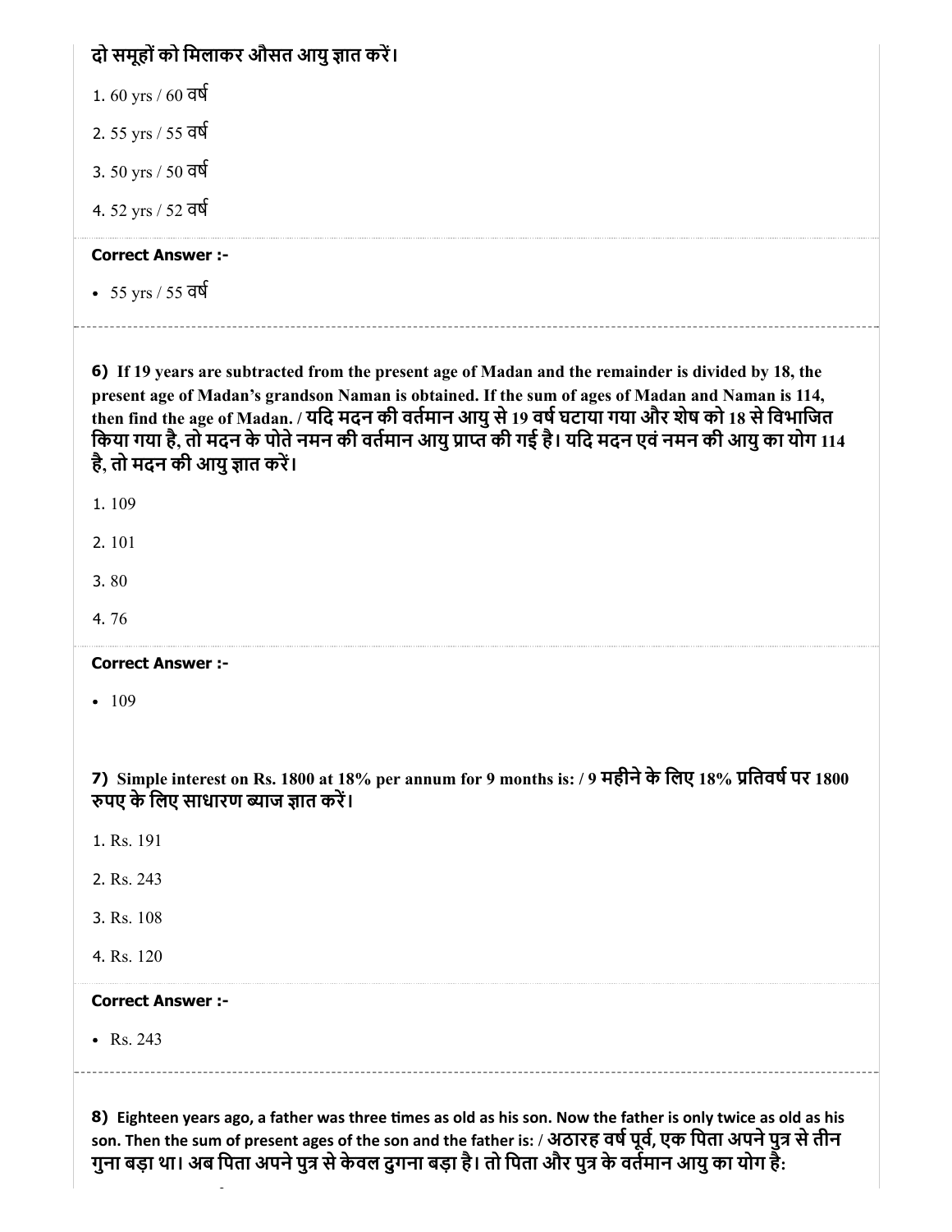**दो समूहों को मिलाकर औसत आयु ज्ञात करें।**

1. 60 yrs / 60 वर्ष
2. 55 yrs / 55 वर्ष
3. 50 yrs / 50 वर्ष
4. 52 yrs / 52 वर्ष

**Correct Answer :-**

- 55 yrs / 55 वर्ष

---

**6) If 19 years are subtracted from the present age of Madan and the remainder is divided by 18, the present age of Madan's grandson Naman is obtained. If the sum of ages of Madan and Naman is 114, then find the age of Madan. / यदि मदन की वर्तमान आयु से 19 वर्ष घटाया गया और शेष को 18 से विभाजित किया गया है, तो मदन के पोते नमन की वर्तमान आयु प्राप्त की गई है। यदि मदन एवं नमन की आयु का योग 114 है, तो मदन की आयु ज्ञात करें।**

1. 109
2. 101
3. 80
4. 76

**Correct Answer :-**

- 109

---

**7) Simple interest on Rs. 1800 at 18% per annum for 9 months is: / 9 महीने के लिए 18% प्रतिवर्ष पर 1800 रुपए के लिए साधारण ब्याज ज्ञात करें।**

1. Rs. 191
2. Rs. 243
3. Rs. 108
4. Rs. 120

**Correct Answer :-**

- Rs. 243

---

**8) Eighteen years ago, a father was three times as old as his son. Now the father is only twice as old as his son. Then the sum of present ages of the son and the father is: / अठारह वर्ष पूर्व, एक पिता अपने पुत्र से तीन गुना बड़ा था। अब पिता अपने पुत्र से केवल दुगना बड़ा है। तो पिता और पुत्र के वर्तमान आयु का योग है:**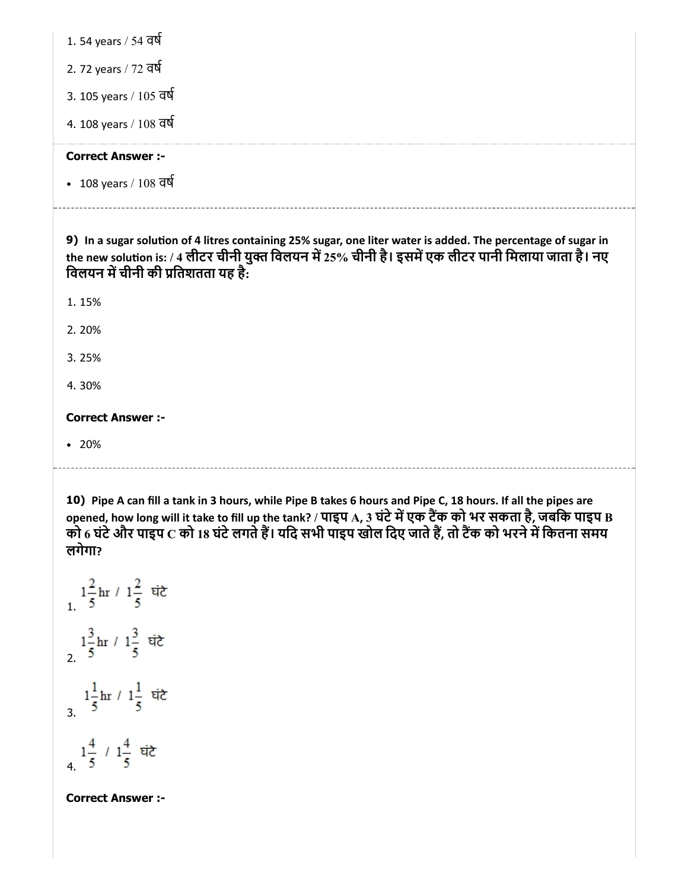1. 54 years / 54 वर्ष

2. 72 years / 72 वर्ष

3. 105 years / 105 वर्ष

4. 108 years / 108 वर्ष

**Correct Answer :-**

- 108 years / 108 वर्ष

---

**9)** **In a sugar solution of 4 litres containing 25% sugar, one liter water is added. The percentage of sugar in the new solution is: / 4 लीटर चीनी युक्त विलयन में 25% चीनी है। इसमें एक लीटर पानी मिलाया जाता है। नए विलयन में चीनी की प्रतिशतता यह है:**

1. 15%

2. 20%

3. 25%

4. 30%

**Correct Answer :-**

- 20%

---

**10)** **Pipe A can fill a tank in 3 hours, while Pipe B takes 6 hours and Pipe C, 18 hours. If all the pipes are opened, how long will it take to fill up the tank? / पाइप A, 3 घंटे में एक टैंक को भर सकता है, जबकि पाइप B को 6 घंटे और पाइप C को 18 घंटे लगते हैं। यदि सभी पाइप खोल दिए जाते हैं, तो टैंक को भरने में कितना समय लगेगा?**

1. $1\frac{2}{5}$ hr / $1\frac{2}{5}$ घंटे

2. $1\frac{3}{5}$ hr / $1\frac{3}{5}$ घंटे

3. $1\frac{1}{5}$ hr / $1\frac{1}{5}$ घंटे

4. $1\frac{4}{5}$ / $1\frac{4}{5}$ घंटे

**Correct Answer :-**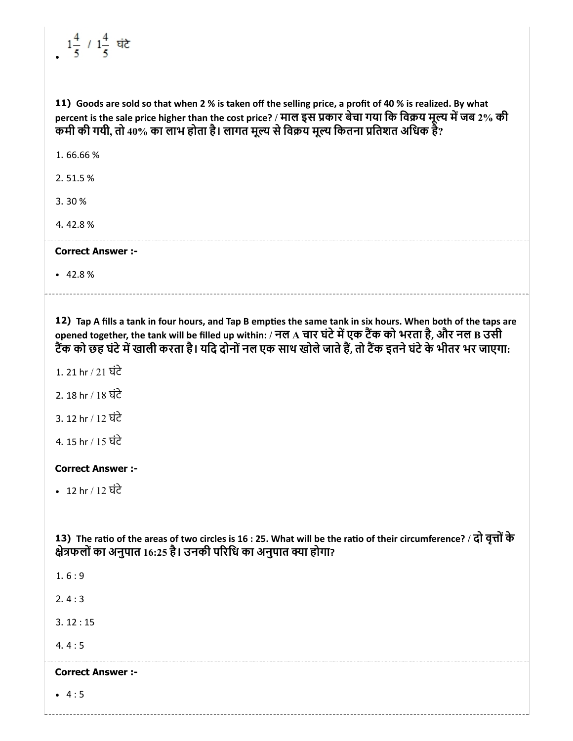- $1\frac{4}{5}$ / $1\frac{4}{5}$ घंटे

**11)** **Goods are sold so that when 2 % is taken off the selling price, a profit of 40 % is realized. By what percent is the sale price higher than the cost price? / माल इस प्रकार बेचा गया कि विक्रय मूल्य में जब 2% की कमी की गयी, तो 40% का लाभ होता है। लागत मूल्य से विक्रय मूल्य कितना प्रतिशत अधिक है?**

1. 66.66 %

2. 51.5 %

3. 30 %

4. 42.8 %

**Correct Answer :-**

- 42.8 %

**12)** **Tap A fills a tank in four hours, and Tap B empties the same tank in six hours. When both of the taps are opened together, the tank will be filled up within: / नल A चार घंटे में एक टैंक को भरता है, और नल B उसी टैंक को छह घंटे में खाली करता है। यदि दोनों नल एक साथ खोले जाते हैं, तो टैंक इतने घंटे के भीतर भर जाएगा:**

1. 21 hr / 21 घंटे

2. 18 hr / 18 घंटे

3. 12 hr / 12 घंटे

4. 15 hr / 15 घंटे

**Correct Answer :-**

- 12 hr / 12 घंटे

**13)** **The ratio of the areas of two circles is 16 : 25. What will be the ratio of their circumference? / दो वृत्तों के क्षेत्रफलों का अनुपात 16:25 है। उनकी परिधि का अनुपात क्या होगा?**

1. 6 : 9

2. 4 : 3

3. 12 : 15

4. 4 : 5

**Correct Answer :-**

- 4 : 5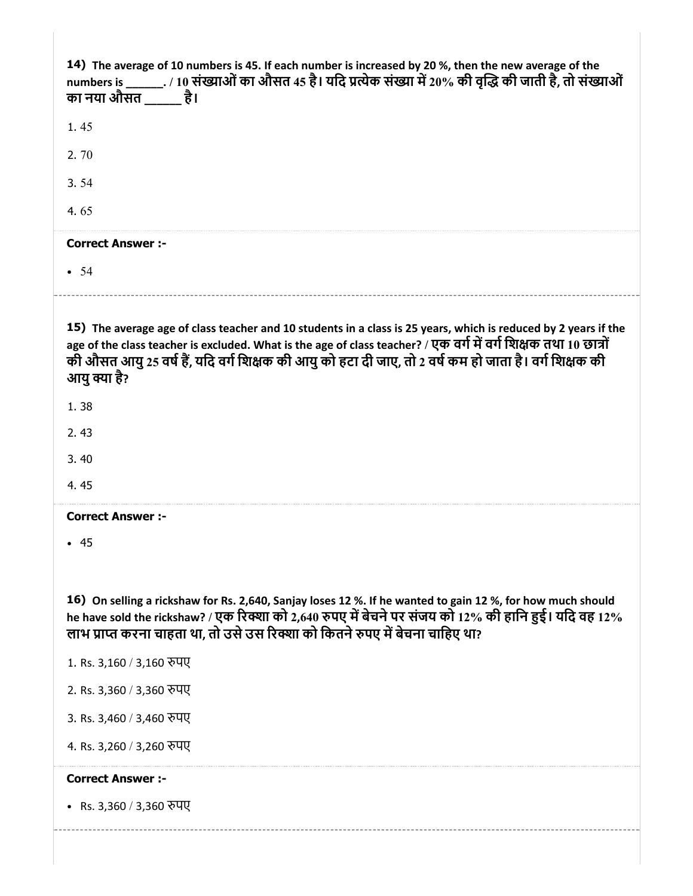**14)** **The average of 10 numbers is 45. If each number is increased by 20 %, then the new average of the numbers is ______. / 10 संख्याओं का औसत 45 है। यदि प्रत्येक संख्या में 20% की वृद्धि की जाती है, तो संख्याओं का नया औसत _____ है।**

1. 45
2. 70
3. 54
4. 65

**Correct Answer :-**

- 54

---

**15)** **The average age of class teacher and 10 students in a class is 25 years, which is reduced by 2 years if the age of the class teacher is excluded. What is the age of class teacher? / एक वर्ग में वर्ग शिक्षक तथा 10 छात्रों की औसत आयु 25 वर्ष हैं, यदि वर्ग शिक्षक की आयु को हटा दी जाए, तो 2 वर्ष कम हो जाता है। वर्ग शिक्षक की आयु क्या है?**

1. 38
2. 43
3. 40
4. 45

**Correct Answer :-**

- 45

**16)** **On selling a rickshaw for Rs. 2,640, Sanjay loses 12 %. If he wanted to gain 12 %, for how much should he have sold the rickshaw? / एक रिक्शा को 2,640 रुपए में बेचने पर संजय को 12% की हानि हुई। यदि वह 12% लाभ प्राप्त करना चाहता था, तो उसे उस रिक्शा को कितने रुपए में बेचना चाहिए था?**

1. Rs. 3,160 / 3,160 रुपए
2. Rs. 3,360 / 3,360 रुपए
3. Rs. 3,460 / 3,460 रुपए
4. Rs. 3,260 / 3,260 रुपए

**Correct Answer :-**

- Rs. 3,360 / 3,360 रुपए

---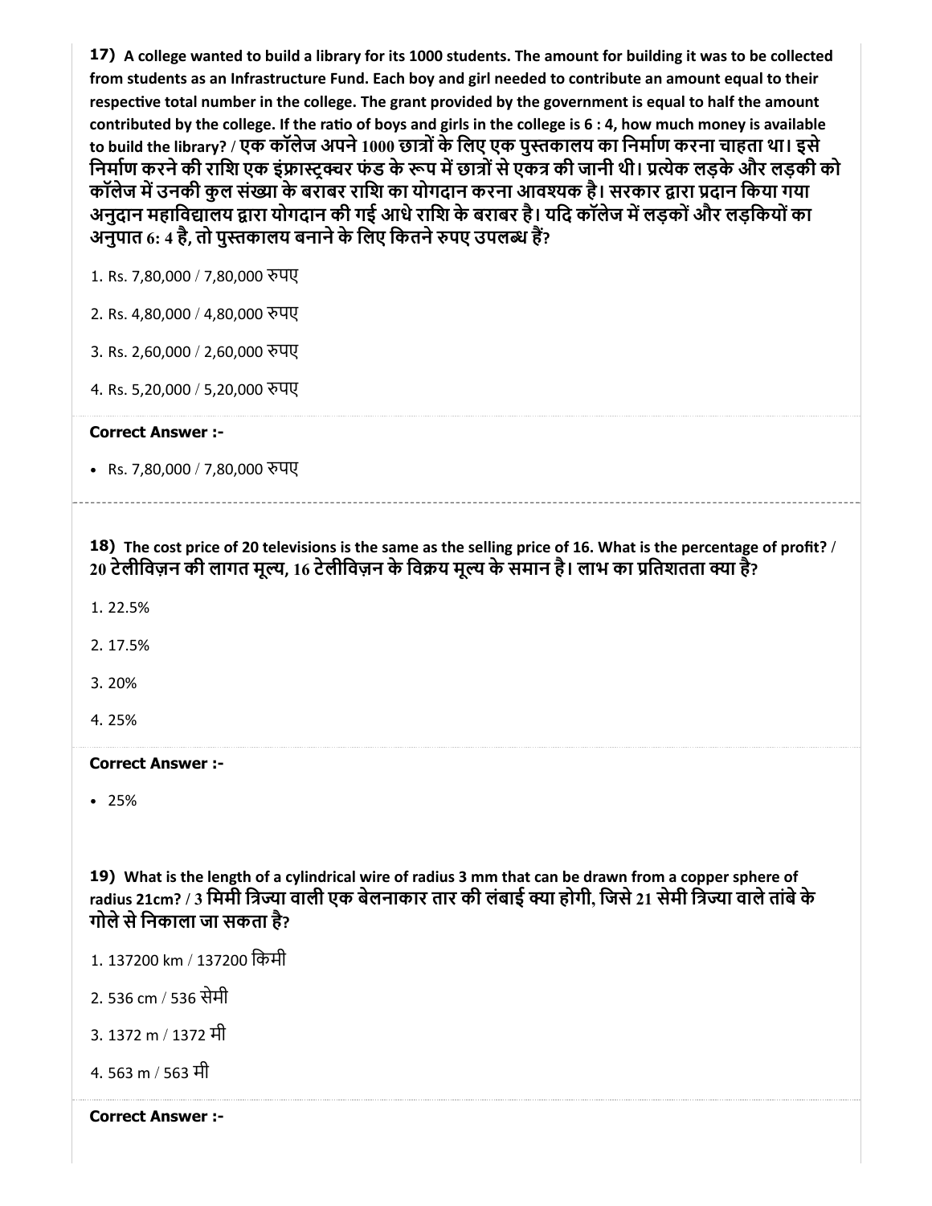**17)** **A college wanted to build a library for its 1000 students. The amount for building it was to be collected from students as an Infrastructure Fund. Each boy and girl needed to contribute an amount equal to their respective total number in the college. The grant provided by the government is equal to half the amount contributed by the college. If the ratio of boys and girls in the college is 6 : 4, how much money is available to build the library? / एक कॉलेज अपने 1000 छात्रों के लिए एक पुस्तकालय का निर्माण करना चाहता था। इसे निर्माण करने की राशि एक इंफ्रास्ट्रक्चर फंड के रूप में छात्रों से एकत्र की जानी थी। प्रत्येक लड़के और लड़की को कॉलेज में उनकी कुल संख्या के बराबर राशि का योगदान करना आवश्यक है। सरकार द्वारा प्रदान किया गया अनुदान महाविद्यालय द्वारा योगदान की गई आधे राशि के बराबर है। यदि कॉलेज में लड़कों और लड़कियों का अनुपात 6: 4 है, तो पुस्तकालय बनाने के लिए कितने रुपए उपलब्ध हैं?**

1. Rs. 7,80,000 / 7,80,000 रुपए
2. Rs. 4,80,000 / 4,80,000 रुपए
3. Rs. 2,60,000 / 2,60,000 रुपए
4. Rs. 5,20,000 / 5,20,000 रुपए

**Correct Answer :-**

- Rs. 7,80,000 / 7,80,000 रुपए

---

**18)** **The cost price of 20 televisions is the same as the selling price of 16. What is the percentage of profit? / 20 टेलीविज़न की लागत मूल्य, 16 टेलीविज़न के विक्रय मूल्य के समान है। लाभ का प्रतिशतता क्या है?**

1. 22.5%
2. 17.5%
3. 20%
4. 25%

**Correct Answer :-**

- 25%

**19)** **What is the length of a cylindrical wire of radius 3 mm that can be drawn from a copper sphere of radius 21cm? / 3 मिमी त्रिज्या वाली एक बेलनाकार तार की लंबाई क्या होगी, जिसे 21 सेमी त्रिज्या वाले तांबे के गोले से निकाला जा सकता है?**

1. 137200 km / 137200 किमी
2. 536 cm / 536 सेमी
3. 1372 m / 1372 मी
4. 563 m / 563 मी

**Correct Answer :-**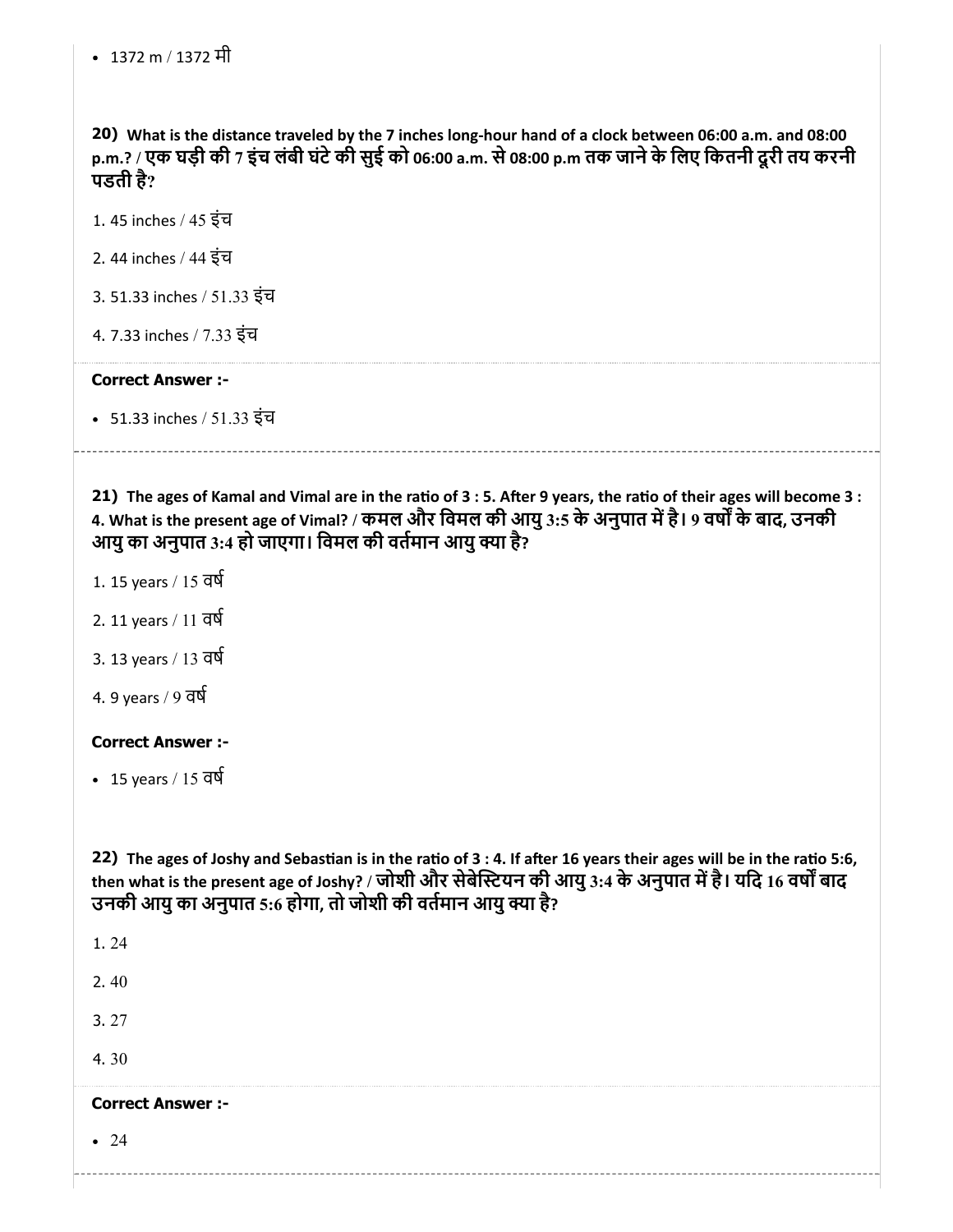- 1372 m / 1372 मी

**20)** **What is the distance traveled by the 7 inches long-hour hand of a clock between 06:00 a.m. and 08:00 p.m.? / एक घड़ी की 7 इंच लंबी घंटे की सुई को 06:00 a.m. से 08:00 p.m तक जाने के लिए कितनी दूरी तय करनी पडती है?**

1. 45 inches / 45 इंच
2. 44 inches / 44 इंच
3. 51.33 inches / 51.33 इंच
4. 7.33 inches / 7.33 इंच

**Correct Answer :-**

- 51.33 inches / 51.33 इंच

---

**21)** **The ages of Kamal and Vimal are in the ratio of 3 : 5. After 9 years, the ratio of their ages will become 3 : 4. What is the present age of Vimal? / कमल और विमल की आयु 3:5 के अनुपात में है। 9 वर्षों के बाद, उनकी आयु का अनुपात 3:4 हो जाएगा। विमल की वर्तमान आयु क्या है?**

1. 15 years / 15 वर्ष
2. 11 years / 11 वर्ष
3. 13 years / 13 वर्ष
4. 9 years / 9 वर्ष

**Correct Answer :-**

- 15 years / 15 वर्ष

---

**22)** **The ages of Joshy and Sebastian is in the ratio of 3 : 4. If after 16 years their ages will be in the ratio 5:6, then what is the present age of Joshy? / जोशी और सेबेस्टियन की आयु 3:4 के अनुपात में है। यदि 16 वर्षों बाद उनकी आयु का अनुपात 5:6 होगा, तो जोशी की वर्तमान आयु क्या है?**

1. 24
2. 40
3. 27
4. 30

**Correct Answer :-**

- 24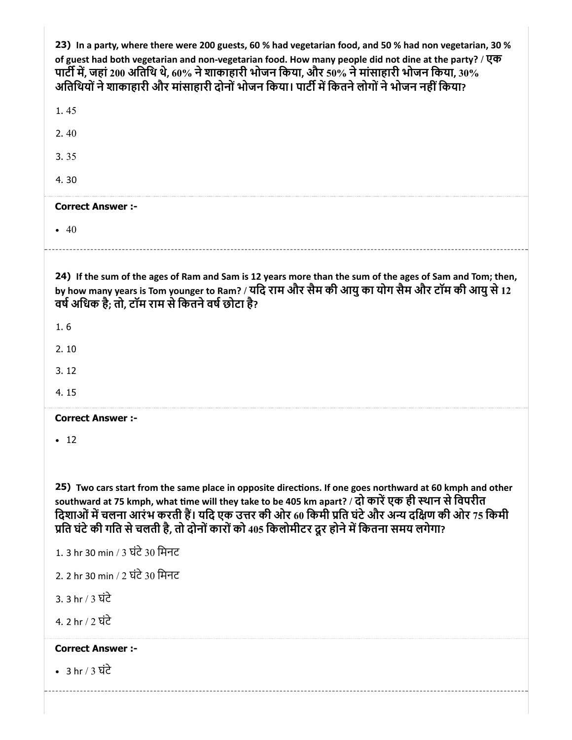**23)** In a party, where there were 200 guests, 60 % had vegetarian food, and 50 % had non vegetarian, 30 % of guest had both vegetarian and non-vegetarian food. How many people did not dine at the party? / एक पार्टी में, जहां 200 अतिथि थे, 60% ने शाकाहारी भोजन किया, और 50% ने मांसाहारी भोजन किया, 30% अतिथियों ने शाकाहारी और मांसाहारी दोनों भोजन किया। पार्टी में कितने लोगों ने भोजन नहीं किया?

1. 45

2. 40

3. 35

4. 30

**Correct Answer :-**

- 40

---

**24)** If the sum of the ages of Ram and Sam is 12 years more than the sum of the ages of Sam and Tom; then, by how many years is Tom younger to Ram? / यदि राम और सैम की आयु का योग सैम और टॉम की आयु से 12 वर्ष अधिक है; तो, टॉम राम से कितने वर्ष छोटा है?

1. 6

2. 10

3. 12

4. 15

**Correct Answer :-**

- 12

**25)** Two cars start from the same place in opposite directions. If one goes northward at 60 kmph and other southward at 75 kmph, what time will they take to be 405 km apart? / दो कारें एक ही स्थान से विपरीत दिशाओं में चलना आरंभ करती हैं। यदि एक उत्तर की ओर 60 किमी प्रति घंटे और अन्य दक्षिण की ओर 75 किमी प्रति घंटे की गति से चलती है, तो दोनों कारों को 405 किलोमीटर दूर होने में कितना समय लगेगा?

1. 3 hr 30 min / 3 घंटे 30 मिनट

2. 2 hr 30 min / 2 घंटे 30 मिनट

3. 3 hr / 3 घंटे

4. 2 hr / 2 घंटे

**Correct Answer :-**

- 3 hr / 3 घंटे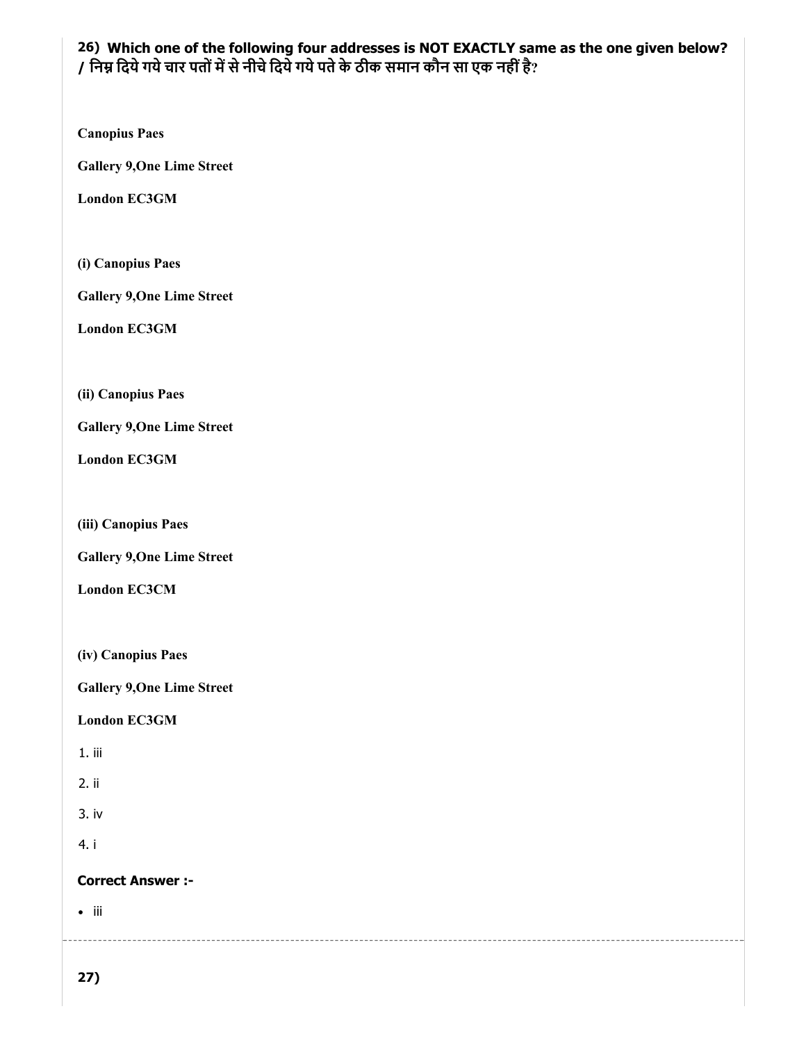**26) Which one of the following four addresses is NOT EXACTLY same as the one given below? / निम्न दिये गये चार पतों में से नीचे दिये गये पते के ठीक समान कौन सा एक नहीं है?**

**Canopius Paes**

**Gallery 9,One Lime Street**

**London EC3GM**

**(i) Canopius Paes**

**Gallery 9,One Lime Street**

**London EC3GM**

**(ii) Canopius Paes**

**Gallery 9,One Lime Street**

**London EC3GM**

**(iii) Canopius Paes**

**Gallery 9,One Lime Street**

**London EC3CM**

**(iv) Canopius Paes**

**Gallery 9,One Lime Street**

**London EC3GM**

1. iii
2. ii
3. iv
4. i

**Correct Answer :-**

- iii

---

**27)**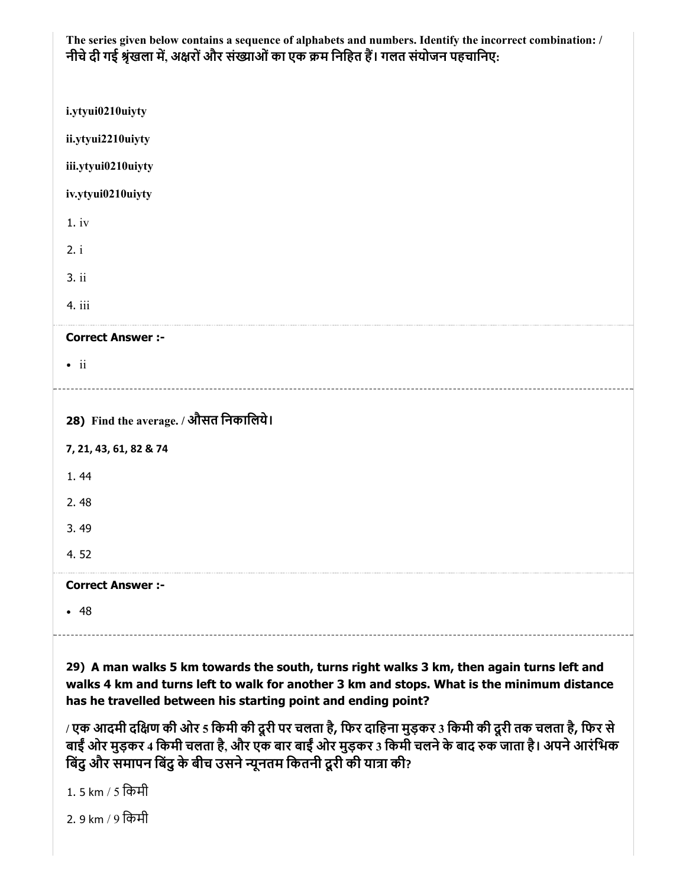**The series given below contains a sequence of alphabets and numbers. Identify the incorrect combination: / नीचे दी गई श्रृंखला में, अक्षरों और संख्याओं का एक क्रम निहित हैं। गलत संयोजन पहचानिए:**

**i.ytyui0210uiyty**

**ii.ytyui2210uiyty**

**iii.ytyui0210uiyty**

**iv.ytyui0210uiyty**

1. iv

2. i

3. ii

4. iii

**Correct Answer :-**

- ii

---

**28) Find the average. / औसत निकालिये।**

**7, 21, 43, 61, 82 & 74**

1. 44

2. 48

3. 49

4. 52

**Correct Answer :-**

- 48

---

**29) A man walks 5 km towards the south, turns right walks 3 km, then again turns left and walks 4 km and turns left to walk for another 3 km and stops. What is the minimum distance has he travelled between his starting point and ending point?**

**/ एक आदमी दक्षिण की ओर 5 किमी की दूरी पर चलता है, फिर दाहिना मुड़कर 3 किमी की दूरी तक चलता है, फिर से बाईं ओर मुड़कर 4 किमी चलता है, और एक बार बाईं ओर मुड़कर 3 किमी चलने के बाद रुक जाता है। अपने आरंभिक बिंदु और समापन बिंदु के बीच उसने न्यूनतम कितनी दूरी की यात्रा की?**

1. 5 km / 5 किमी

2. 9 km / 9 किमी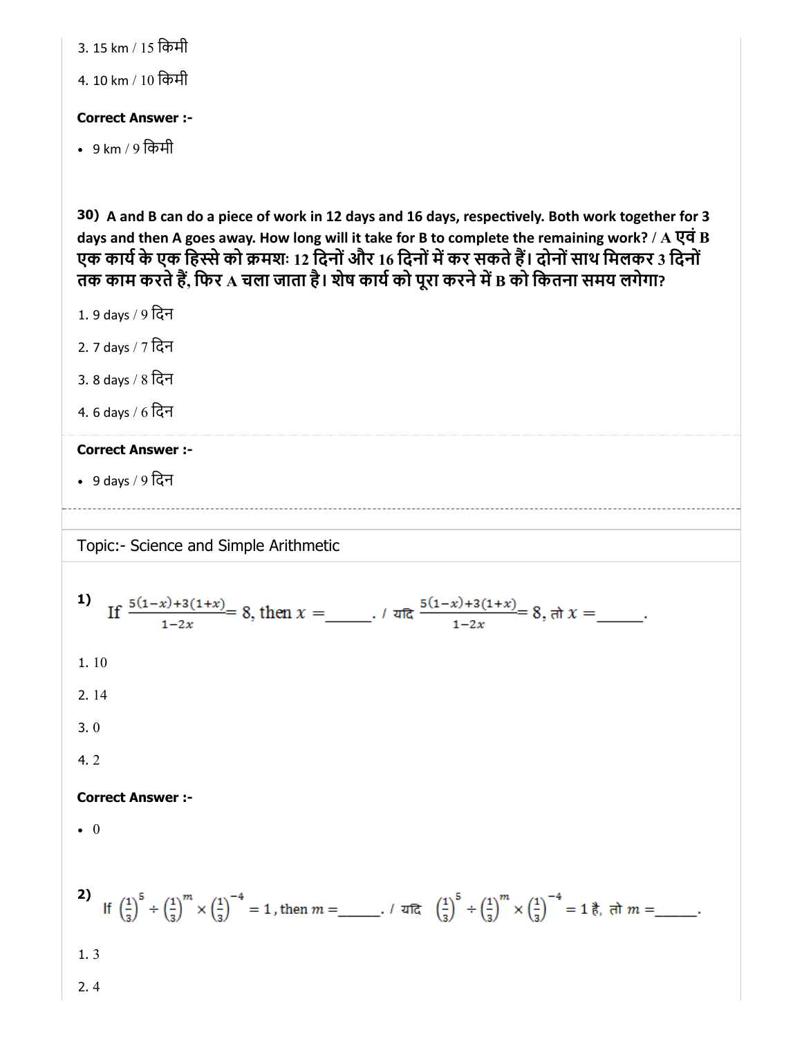3. 15 km / 15 किमी

4. 10 km / 10 किमी

**Correct Answer :-**

- 9 km / 9 किमी

**30)** **A and B can do a piece of work in 12 days and 16 days, respectively. Both work together for 3 days and then A goes away. How long will it take for B to complete the remaining work? / A एवं B एक कार्य के एक हिस्से को क्रमशः 12 दिनों और 16 दिनों में कर सकते हैं। दोनों साथ मिलकर 3 दिनों तक काम करते हैं, फिर A चला जाता है। शेष कार्य को पूरा करने में B को कितना समय लगेगा?**

1. 9 days / 9 दिन

2. 7 days / 7 दिन

3. 8 days / 8 दिन

4. 6 days / 6 दिन

**Correct Answer :-**

- 9 days / 9 दिन

---

Topic:- Science and Simple Arithmetic

**1)** If $\frac{5(1-x)+3(1+x)}{1-2x} = 8$, then $x =$\_\_\_\_\_\_. / यदि $\frac{5(1-x)+3(1+x)}{1-2x} = 8$, तो $x =$\_\_\_\_\_\_.

1. 10

2. 14

3. 0

4. 2

**Correct Answer :-**

- 0

**2)** If $\left(\frac{1}{3}\right)^5 \div \left(\frac{1}{3}\right)^m \times \left(\frac{1}{3}\right)^{-4} = 1$, then $m =$\_\_\_\_\_\_. / यदि $\left(\frac{1}{3}\right)^5 \div \left(\frac{1}{3}\right)^m \times \left(\frac{1}{3}\right)^{-4} = 1$ है, तो $m =$\_\_\_\_\_\_.

1. 3

2. 4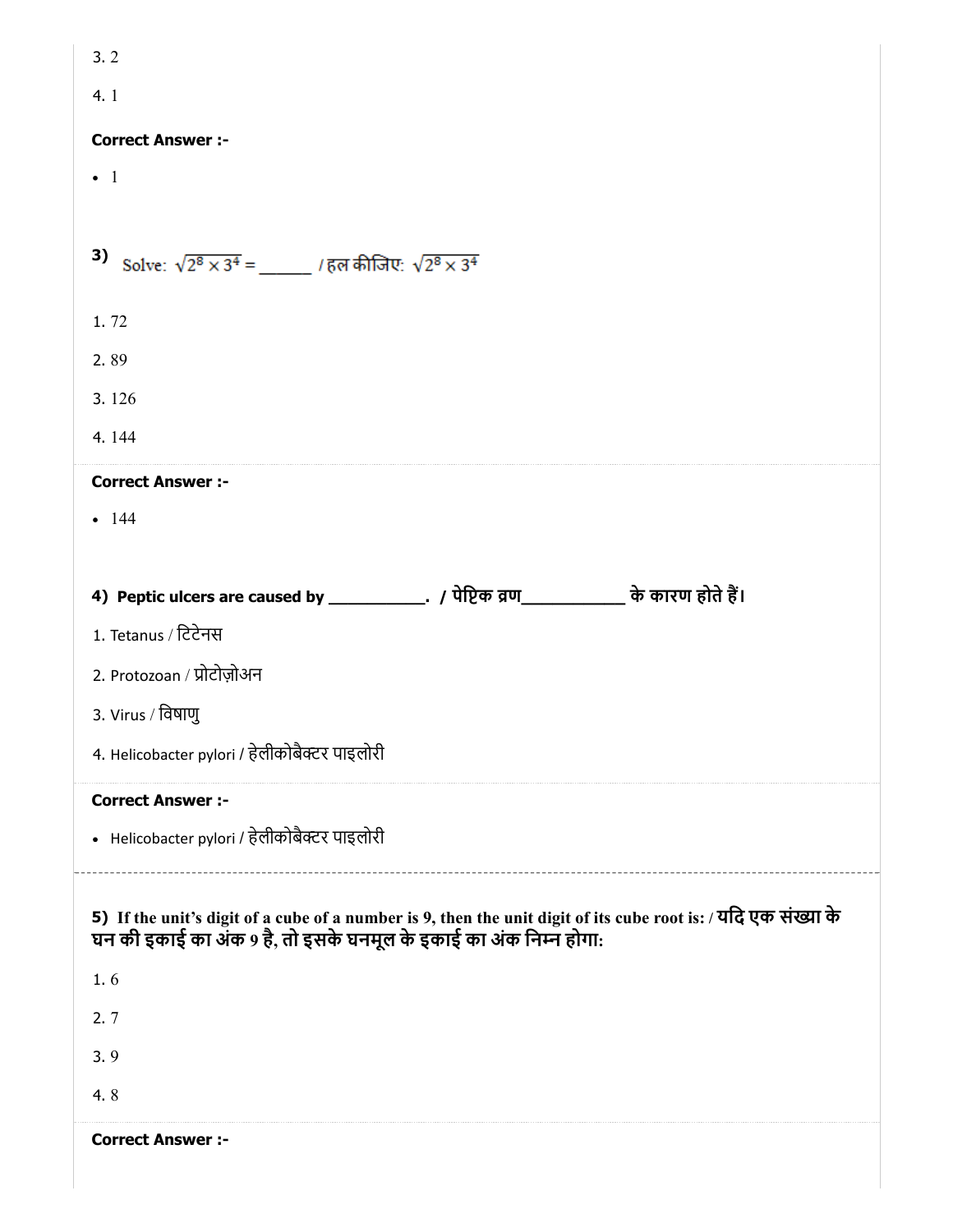3. 2

4. 1

**Correct Answer :-**

- 1

3) Solve: $\sqrt{2^8 \times 3^4}$ = ______ / हल कीजिए: $\sqrt{2^8 \times 3^4}$

1. 72

2. 89

3. 126

4. 144

**Correct Answer :-**

- 144

**4) Peptic ulcers are caused by __________. / पेप्टिक व्रण__________ के कारण होते हैं।**

1. Tetanus / टिटेनस

2. Protozoan / प्रोटोज़ोअन

3. Virus / विषाणु

4. Helicobacter pylori / हेलीकोबैक्टर पाइलोरी

**Correct Answer :-**

- Helicobacter pylori / हेलीकोबैक्टर पाइलोरी

**5) If the unit's digit of a cube of a number is 9, then the unit digit of its cube root is: / यदि एक संख्या के घन की इकाई का अंक 9 है, तो इसके घनमूल के इकाई का अंक निम्न होगा:**

1. 6

2. 7

3. 9

4. 8

**Correct Answer :-**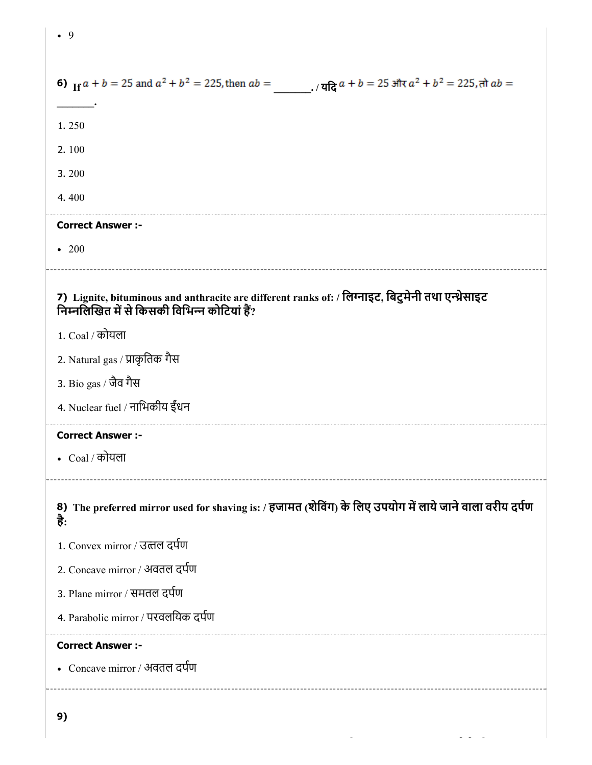- 9

**6)** If $a + b = 25$ and $a^2 + b^2 = 225$, then $ab =$ _______. / **यदि** $a + b = 25$ और $a^2 + b^2 = 225$, तो $ab =$ _______.

1. 250
2. 100
3. 200
4. 400

**Correct Answer :-**

- 200

---

**7) Lignite, bituminous and anthracite are different ranks of: / लिग्नाइट, बिटुमेनी तथा एन्थ्रेसाइट निम्नलिखित में से किसकी विभिन्न कोटियां हैं?**

1. Coal / कोयला
2. Natural gas / प्राकृतिक गैस
3. Bio gas / जैव गैस
4. Nuclear fuel / नाभिकीय ईंधन

**Correct Answer :-**

- Coal / कोयला

---

**8) The preferred mirror used for shaving is: / हजामत (शेविंग) के लिए उपयोग में लाये जाने वाला वरीय दर्पण है:**

1. Convex mirror / उत्तल दर्पण
2. Concave mirror / अवतल दर्पण
3. Plane mirror / समतल दर्पण
4. Parabolic mirror / परवलयिक दर्पण

**Correct Answer :-**

- Concave mirror / अवतल दर्पण

---

**9)**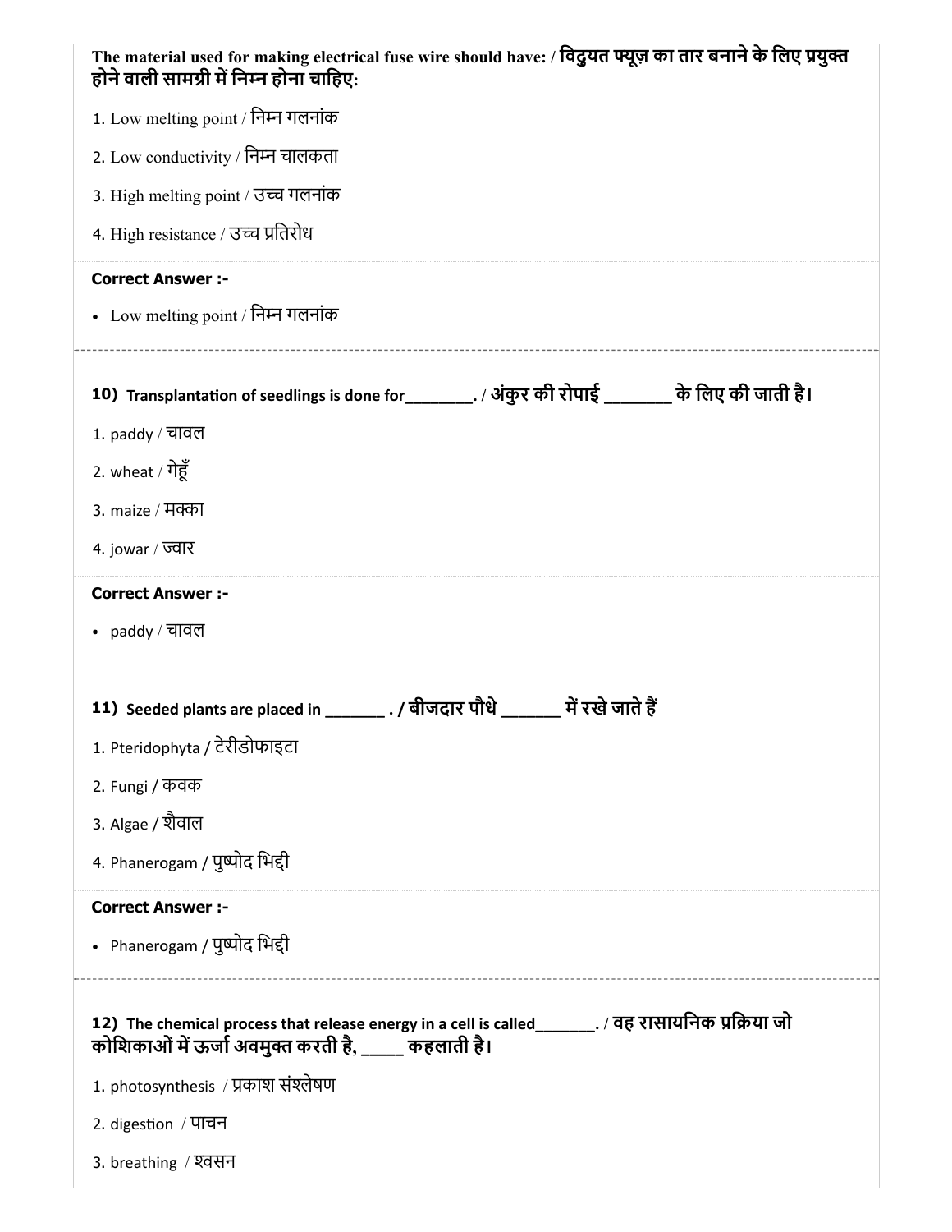**The material used for making electrical fuse wire should have: / विद्युत फ्यूज़ का तार बनाने के लिए प्रयुक्त होने वाली सामग्री में निम्न होना चाहिए:**

1. Low melting point / निम्न गलनांक
2. Low conductivity / निम्न चालकता
3. High melting point / उच्च गलनांक
4. High resistance / उच्च प्रतिरोध

**Correct Answer :-**

- Low melting point / निम्न गलनांक

---

**10) Transplantation of seedlings is done for________. / अंकुर की रोपाई _______ के लिए की जाती है।**

1. paddy / चावल
2. wheat / गेहूँ
3. maize / मक्का
4. jowar / ज्वार

**Correct Answer :-**

- paddy / चावल

---

**11) Seeded plants are placed in _______ . / बीजदार पौधे ______ में रखे जाते हैं**

1. Pteridophyta / टेरीडोफाइटा
2. Fungi / कवक
3. Algae / शैवाल
4. Phanerogam / पुष्पोद भिद्दी

**Correct Answer :-**

- Phanerogam / पुष्पोद भिद्दी

---

**12) The chemical process that release energy in a cell is called_______. / वह रासायनिक प्रक्रिया जो कोशिकाओं में ऊर्जा अवमुक्त करती है, _____ कहलाती है।**

1. photosynthesis / प्रकाश संश्लेषण
2. digestion / पाचन
3. breathing / श्वसन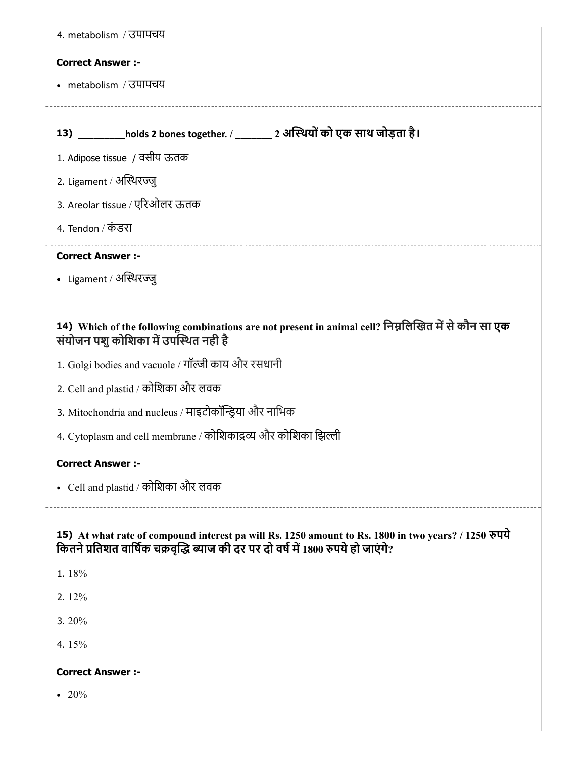4. metabolism / उपापचय

**Correct Answer :-**

- metabolism / उपापचय

---

**13) _________holds 2 bones together. / _______ 2 अस्थियों को एक साथ जोड़ता है।**

1. Adipose tissue / वसीय ऊतक
2. Ligament / अस्थिरज्जु
3. Areolar tissue / एरिओलर ऊतक
4. Tendon / कंडरा

**Correct Answer :-**

- Ligament / अस्थिरज्जु

---

**14) Which of the following combinations are not present in animal cell? निम्नलिखित में से कौन सा एक संयोजन पशु कोशिका में उपस्थित नही है**

1. Golgi bodies and vacuole / गॉल्जी काय और रसधानी
2. Cell and plastid / कोशिका और लवक
3. Mitochondria and nucleus / माइटोकॉन्ड्रिया और नाभिक
4. Cytoplasm and cell membrane / कोशिकाद्रव्य और कोशिका झिल्ली

**Correct Answer :-**

- Cell and plastid / कोशिका और लवक

---

**15) At what rate of compound interest pa will Rs. 1250 amount to Rs. 1800 in two years? / 1250 रुपये कितने प्रतिशत वार्षिक चक्रवृद्धि ब्याज की दर पर दो वर्ष में 1800 रुपये हो जाएंगे?**

1. 18%
2. 12%
3. 20%
4. 15%

**Correct Answer :-**

- 20%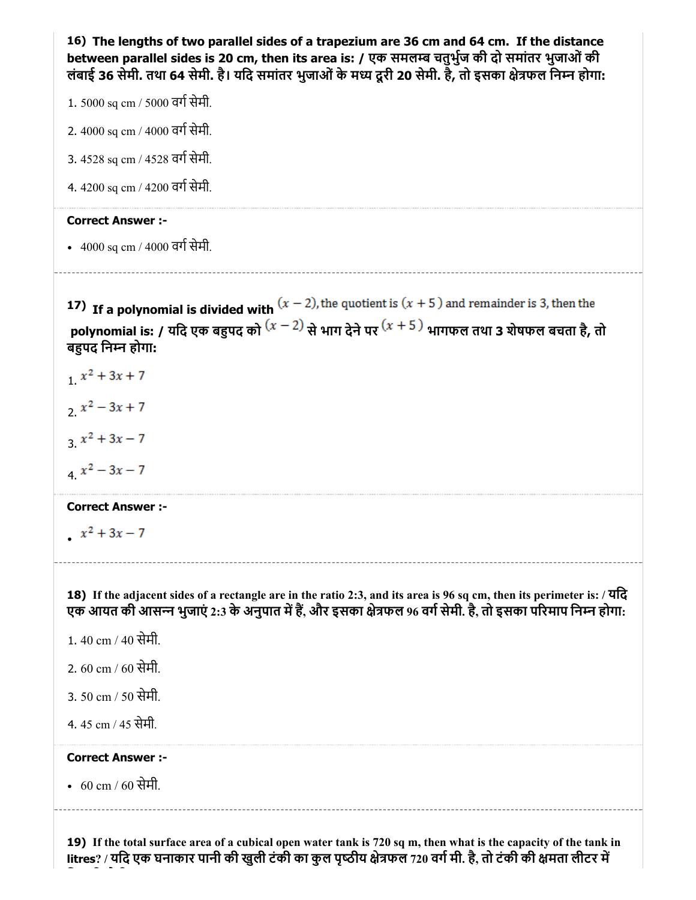**16) The lengths of two parallel sides of a trapezium are 36 cm and 64 cm. If the distance between parallel sides is 20 cm, then its area is: / एक समलम्ब चतुर्भुज की दो समांतर भुजाओं की लंबाई 36 सेमी. तथा 64 सेमी. है। यदि समांतर भुजाओं के मध्य दूरी 20 सेमी. है, तो इसका क्षेत्रफल निम्न होगा:**

1. 5000 sq cm / 5000 वर्ग सेमी.

2. 4000 sq cm / 4000 वर्ग सेमी.

3. 4528 sq cm / 4528 वर्ग सेमी.

4. 4200 sq cm / 4200 वर्ग सेमी.

**Correct Answer :-**

- 4000 sq cm / 4000 वर्ग सेमी.

---

**17) If a polynomial is divided with** $(x-2)$, the quotient is $(x+5)$ and remainder is 3, then the **polynomial is: / यदि एक बहुपद को** $(x-2)$ **से भाग देने पर** $(x+5)$ **भागफल तथा 3 शेषफल बचता है, तो बहुपद निम्न होगा:**

1. $x^2+3x+7$

2. $x^2-3x+7$

3. $x^2+3x-7$

4. $x^2-3x-7$

**Correct Answer :-**

- $x^2+3x-7$

---

**18) If the adjacent sides of a rectangle are in the ratio 2:3, and its area is 96 sq cm, then its perimeter is: / यदि एक आयत की आसन्न भुजाएं 2:3 के अनुपात में हैं, और इसका क्षेत्रफल 96 वर्ग सेमी. है, तो इसका परिमाप निम्न होगा:**

1. 40 cm / 40 सेमी.

2. 60 cm / 60 सेमी.

3. 50 cm / 50 सेमी.

4. 45 cm / 45 सेमी.

**Correct Answer :-**

- 60 cm / 60 सेमी.

---

**19) If the total surface area of a cubical open water tank is 720 sq m, then what is the capacity of the tank in litres? / यदि एक घनाकार पानी की खुली टंकी का कुल पृष्ठीय क्षेत्रफल 720 वर्ग मी. है, तो टंकी की क्षमता लीटर में**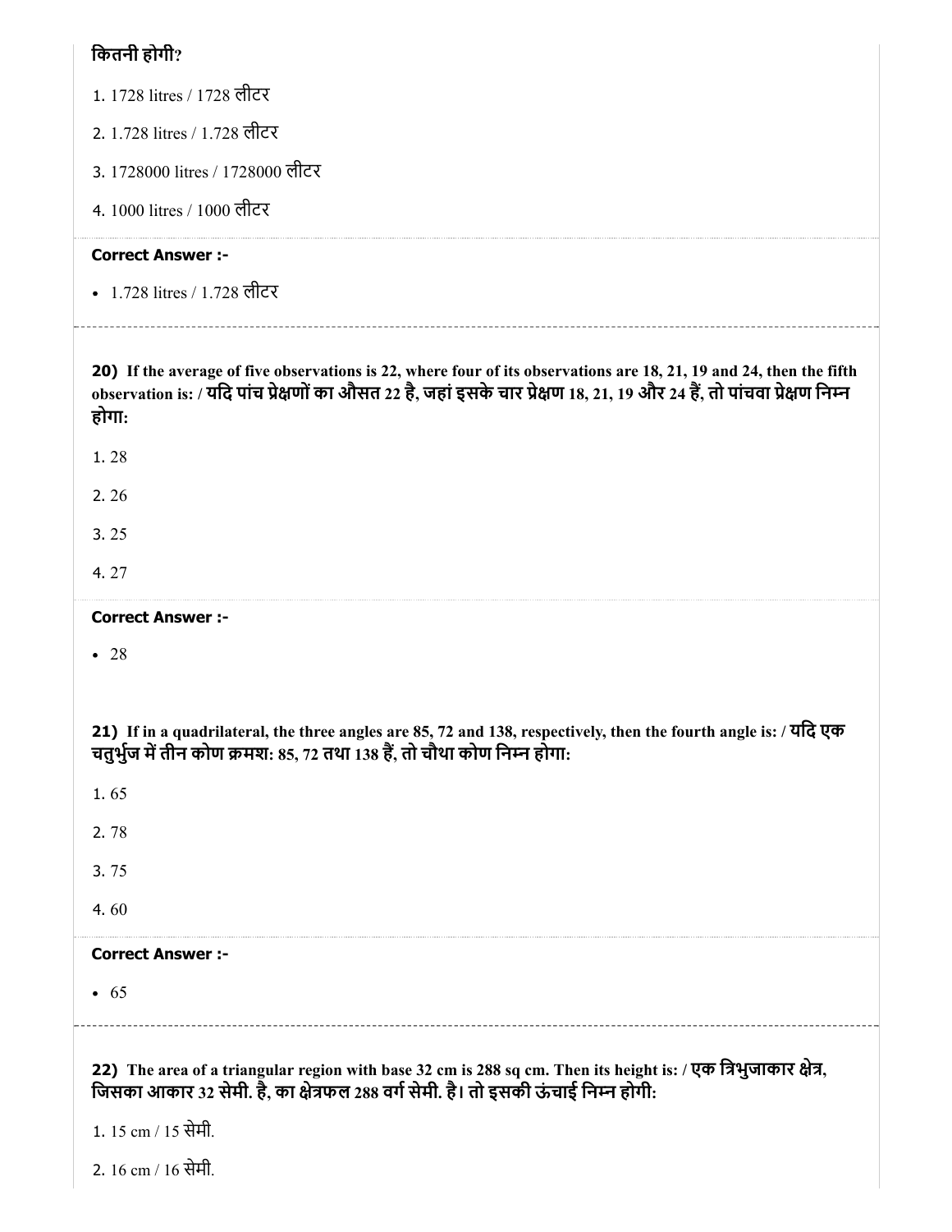कितनी होगी?

1. 1728 litres / 1728 लीटर
2. 1.728 litres / 1.728 लीटर
3. 1728000 litres / 1728000 लीटर
4. 1000 litres / 1000 लीटर

**Correct Answer :-**

- 1.728 litres / 1.728 लीटर

**20)** **If the average of five observations is 22, where four of its observations are 18, 21, 19 and 24, then the fifth observation is: / यदि पांच प्रेक्षणों का औसत 22 है, जहां इसके चार प्रेक्षण 18, 21, 19 और 24 हैं, तो पांचवा प्रेक्षण निम्न होगा:**

1. 28
2. 26
3. 25
4. 27

**Correct Answer :-**

- 28

**21)** **If in a quadrilateral, the three angles are 85, 72 and 138, respectively, then the fourth angle is: / यदि एक चतुर्भुज में तीन कोण क्रमश: 85, 72 तथा 138 हैं, तो चौथा कोण निम्न होगा:**

1. 65
2. 78
3. 75
4. 60

**Correct Answer :-**

- 65

**22)** **The area of a triangular region with base 32 cm is 288 sq cm. Then its height is: / एक त्रिभुजाकार क्षेत्र, जिसका आकार 32 सेमी. है, का क्षेत्रफल 288 वर्ग सेमी. है। तो इसकी ऊंचाई निम्न होगी:**

1. 15 cm / 15 सेमी.
2. 16 cm / 16 सेमी.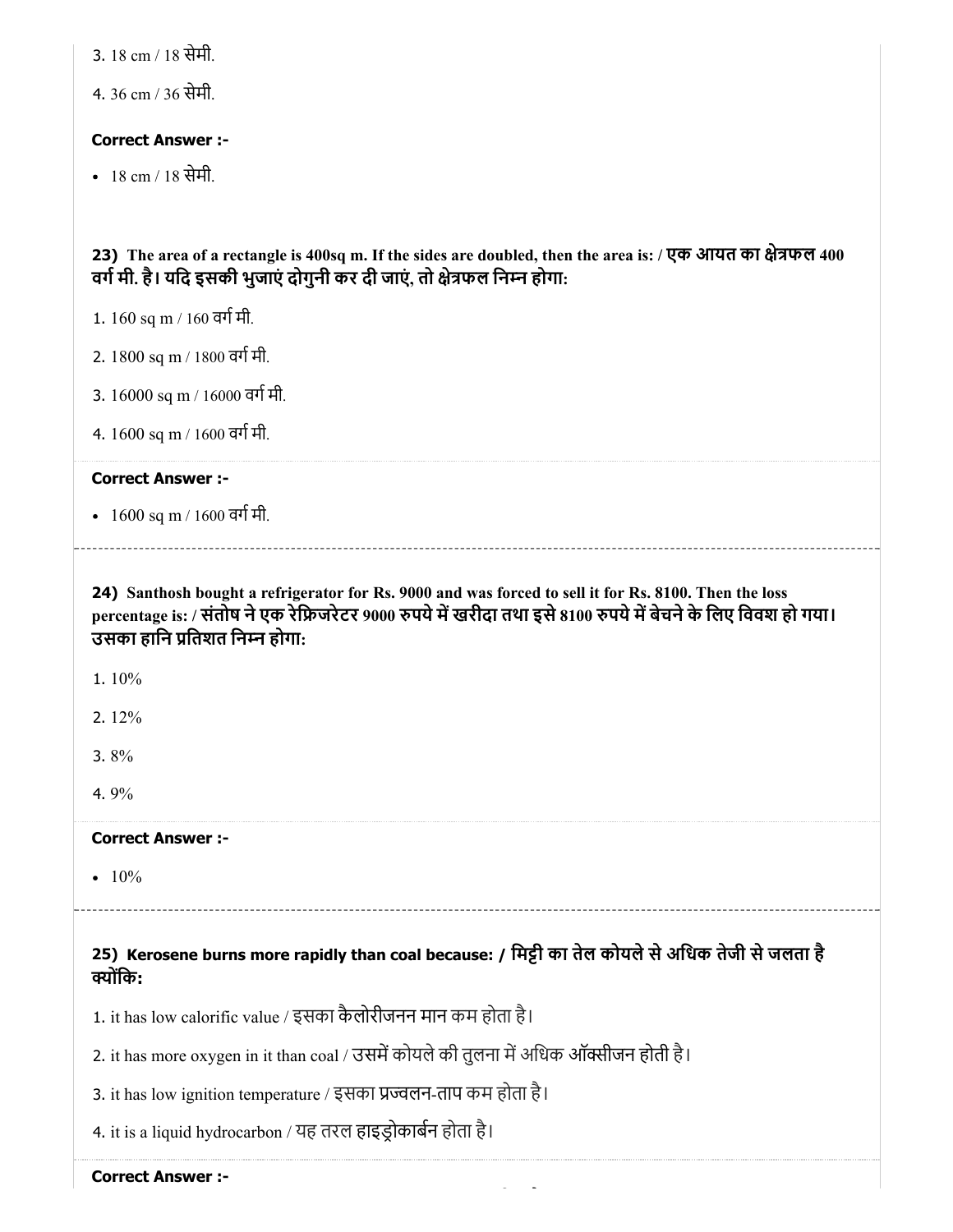3. 18 cm / 18 सेमी.

4. 36 cm / 36 सेमी.

**Correct Answer :-**

- 18 cm / 18 सेमी.

**23) The area of a rectangle is 400sq m. If the sides are doubled, then the area is: / एक आयत का क्षेत्रफल 400 वर्ग मी. है। यदि इसकी भुजाएं दोगुनी कर दी जाएं, तो क्षेत्रफल निम्न होगा:**

1. 160 sq m / 160 वर्ग मी.

2. 1800 sq m / 1800 वर्ग मी.

3. 16000 sq m / 16000 वर्ग मी.

4. 1600 sq m / 1600 वर्ग मी.

**Correct Answer :-**

- 1600 sq m / 1600 वर्ग मी.

**24) Santhosh bought a refrigerator for Rs. 9000 and was forced to sell it for Rs. 8100. Then the loss percentage is: / संतोष ने एक रेफ्रिजरेटर 9000 रुपये में खरीदा तथा इसे 8100 रुपये में बेचने के लिए विवश हो गया। उसका हानि प्रतिशत निम्न होगा:**

1. 10%

2. 12%

3. 8%

4. 9%

**Correct Answer :-**

- 10%

**25) Kerosene burns more rapidly than coal because: / मिट्टी का तेल कोयले से अधिक तेजी से जलता है क्योंकि:**

1. it has low calorific value / इसका कैलोरीजनन मान कम होता है।

2. it has more oxygen in it than coal / उसमें कोयले की तुलना में अधिक ऑक्सीजन होती है।

3. it has low ignition temperature / इसका प्रज्वलन-ताप कम होता है।

4. it is a liquid hydrocarbon / यह तरल हाइड्रोकार्बन होता है।

**Correct Answer :-**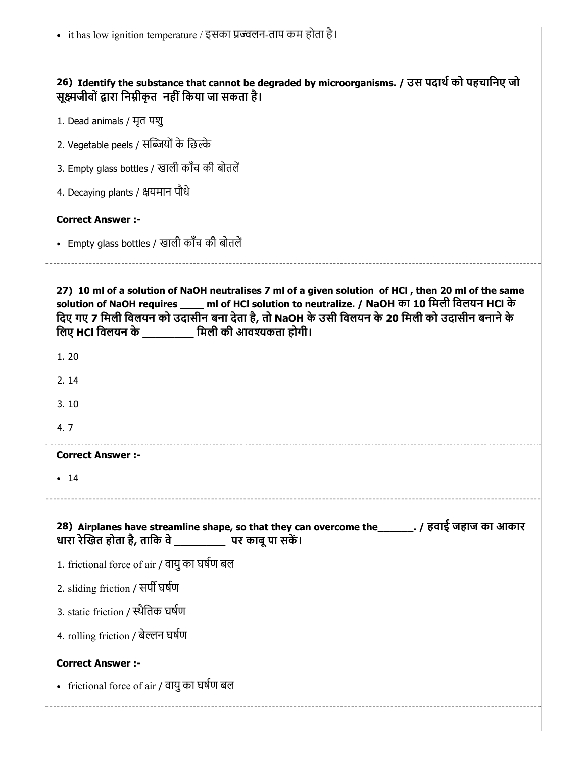- it has low ignition temperature / इसका प्रज्वलन-ताप कम होता है।

**26) Identify the substance that cannot be degraded by microorganisms. / उस पदार्थ को पहचानिए जो सूक्ष्मजीवों द्वारा निम्नीकृत नहीं किया जा सकता है।**

1. Dead animals / मृत पशु
2. Vegetable peels / सब्जियों के छिल्के
3. Empty glass bottles / खाली काँच की बोतलें
4. Decaying plants / क्षयमान पौधे

**Correct Answer :-**

- Empty glass bottles / खाली काँच की बोतलें

---

**27) 10 ml of a solution of NaOH neutralises 7 ml of a given solution of HCl , then 20 ml of the same solution of NaOH requires ____ ml of HCl solution to neutralize. / NaOH का 10 मिली विलयन HCl के दिए गए 7 मिली विलयन को उदासीन बना देता है, तो NaOH के उसी विलयन के 20 मिली को उदासीन बनाने के लिए HCl विलयन के _________ मिली की आवश्यकता होगी।**

1. 20
2. 14
3. 10
4. 7

**Correct Answer :-**

- 14

---

**28) Airplanes have streamline shape, so that they can overcome the______. / हवाई जहाज का आकार धारा रेखित होता है, ताकि वे _________ पर काबू पा सकें।**

1. frictional force of air / वायु का घर्षण बल
2. sliding friction / सर्पी घर्षण
3. static friction / स्थैतिक घर्षण
4. rolling friction / बेल्लन घर्षण

**Correct Answer :-**

- frictional force of air / वायु का घर्षण बल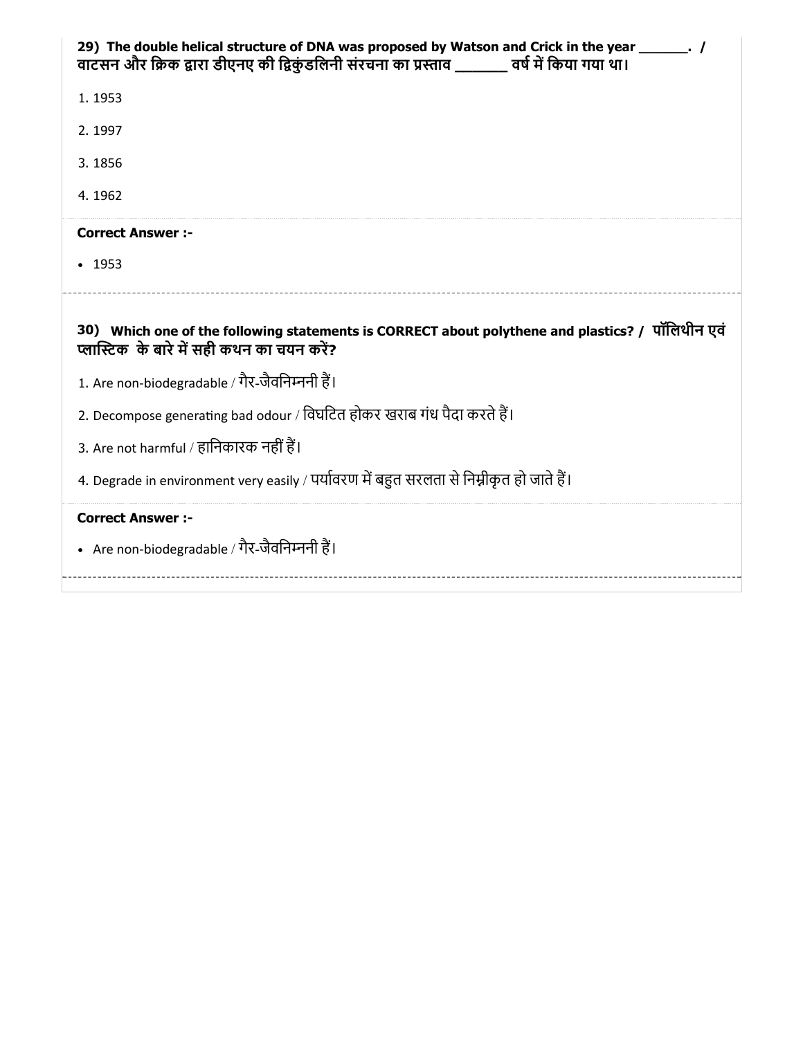**29) The double helical structure of DNA was proposed by Watson and Crick in the year _______. / वाटसन और क्रिक द्वारा डीएनए की द्विकुंडलिनी संरचना का प्रस्ताव _______ वर्ष में किया गया था।**

1. 1953
2. 1997
3. 1856
4. 1962

**Correct Answer :-**

- 1953

---

**30) Which one of the following statements is CORRECT about polythene and plastics? / पॉलिथीन एवं प्लास्टिक के बारे में सही कथन का चयन करें?**

1. Are non-biodegradable / गैर-जैवनिम्ननी हैं।
2. Decompose generating bad odour / विघटित होकर खराब गंध पैदा करते हैं।
3. Are not harmful / हानिकारक नहीं हैं।
4. Degrade in environment very easily / पर्यावरण में बहुत सरलता से निम्नीकृत हो जाते हैं।

**Correct Answer :-**

- Are non-biodegradable / गैर-जैवनिम्ननी हैं।